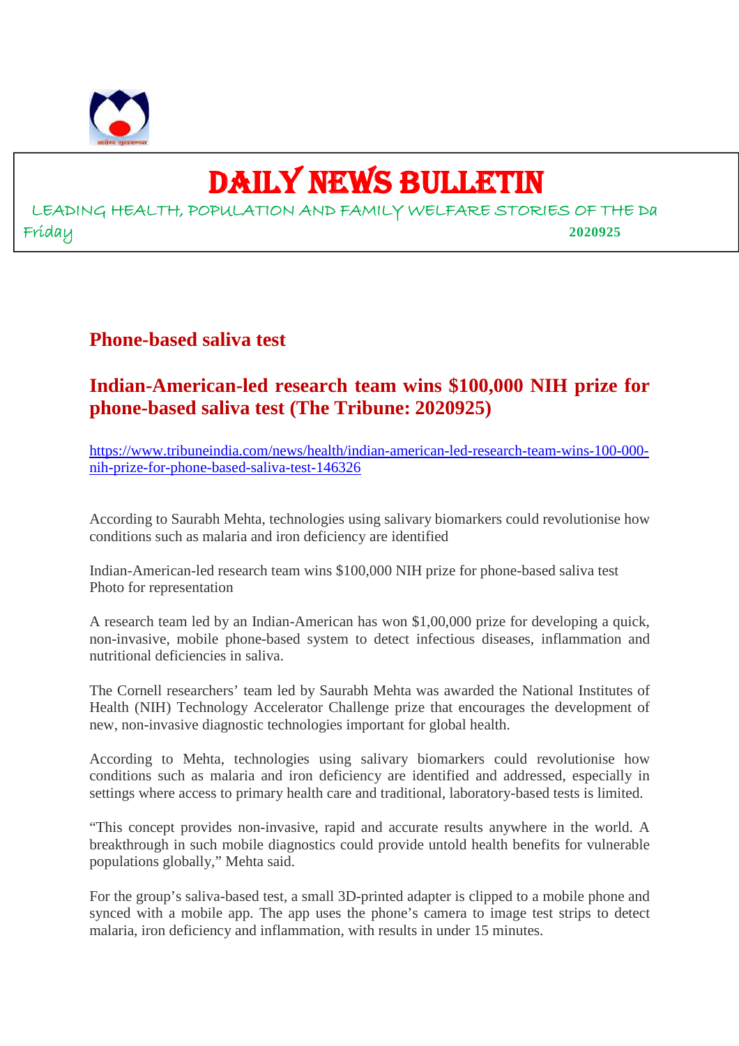# DAILY NEWS BULLETIN

LEADING HEALTH, POPULATION AND FAMILY WELFARE STORIES OF THE Da

Friday 2020925

## Phone-based saliva test

## Indian-American-led research team wins $100,000 NIH prize for phone-based saliva test (The Tribune: 2020925)

https://www.tribuneindia.com/news/health/indian-american-led-research-team-wins-100-000-nih-prize-for-phone-based-saliva-test-146326

According to Saurabh Mehta, technologies using salivary biomarkers could revolutionise how conditions such as malaria and iron deficiency are identified

Indian-American-led research team wins $100,000 NIH prize for phone-based saliva test
Photo for representation

A research team led by an Indian-American has won $1,00,000 prize for developing a quick, non-invasive, mobile phone-based system to detect infectious diseases, inflammation and nutritional deficiencies in saliva.

The Cornell researchers' team led by Saurabh Mehta was awarded the National Institutes of Health (NIH) Technology Accelerator Challenge prize that encourages the development of new, non-invasive diagnostic technologies important for global health.

According to Mehta, technologies using salivary biomarkers could revolutionise how conditions such as malaria and iron deficiency are identified and addressed, especially in settings where access to primary health care and traditional, laboratory-based tests is limited.

"This concept provides non-invasive, rapid and accurate results anywhere in the world. A breakthrough in such mobile diagnostics could provide untold health benefits for vulnerable populations globally," Mehta said.

For the group's saliva-based test, a small 3D-printed adapter is clipped to a mobile phone and synced with a mobile app. The app uses the phone's camera to image test strips to detect malaria, iron deficiency and inflammation, with results in under 15 minutes.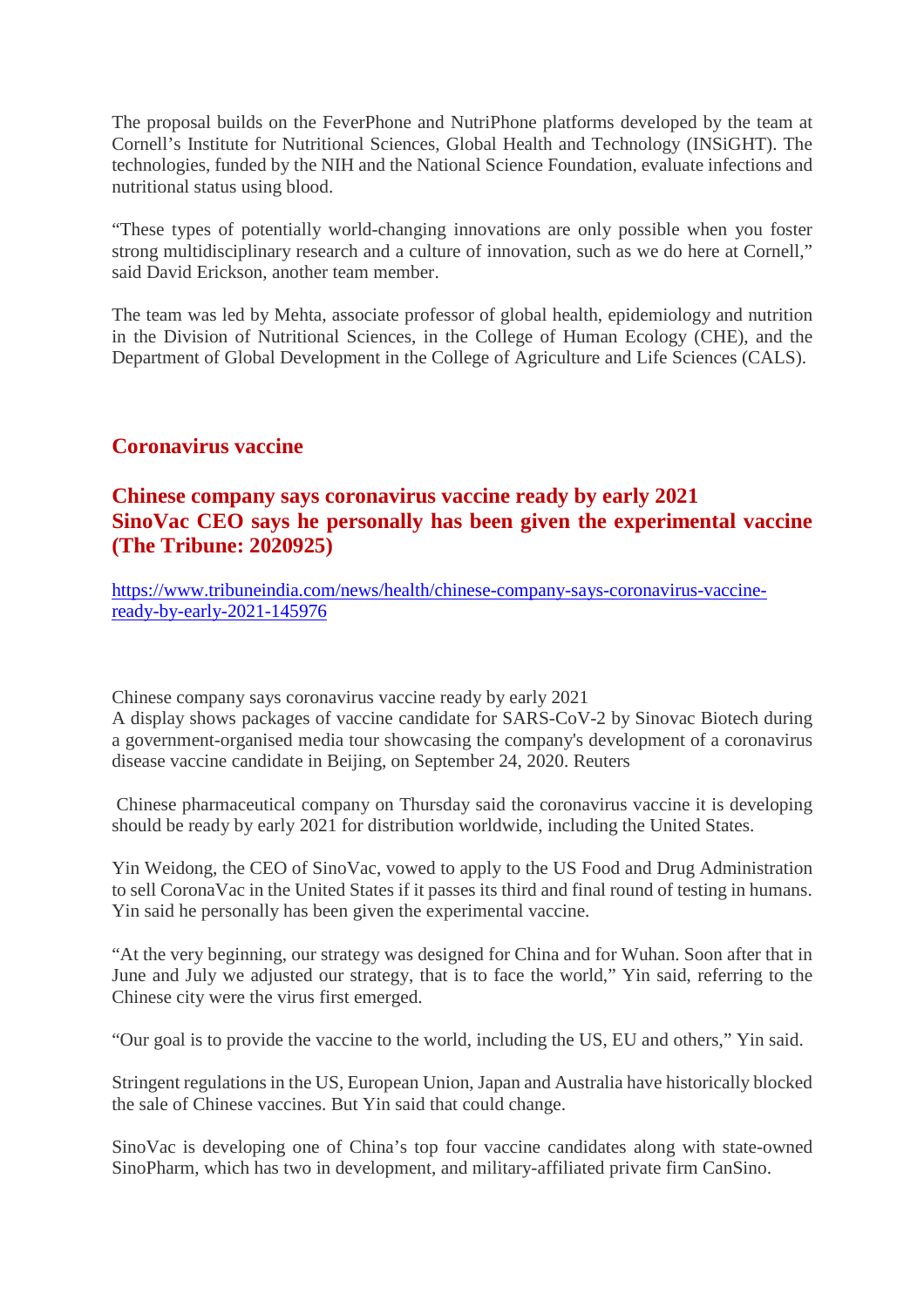The proposal builds on the FeverPhone and NutriPhone platforms developed by the team at Cornell's Institute for Nutritional Sciences, Global Health and Technology (INSiGHT). The technologies, funded by the NIH and the National Science Foundation, evaluate infections and nutritional status using blood.

"These types of potentially world-changing innovations are only possible when you foster strong multidisciplinary research and a culture of innovation, such as we do here at Cornell," said David Erickson, another team member.

The team was led by Mehta, associate professor of global health, epidemiology and nutrition in the Division of Nutritional Sciences, in the College of Human Ecology (CHE), and the Department of Global Development in the College of Agriculture and Life Sciences (CALS).

## Coronavirus vaccine

### Chinese company says coronavirus vaccine ready by early 2021
### SinoVac CEO says he personally has been given the experimental vaccine (The Tribune: 2020925)

[https://www.tribuneindia.com/news/health/chinese-company-says-coronavirus-vaccine-ready-by-early-2021-145976](https://www.tribuneindia.com/news/health/chinese-company-says-coronavirus-vaccine-ready-by-early-2021-145976)

Chinese company says coronavirus vaccine ready by early 2021
A display shows packages of vaccine candidate for SARS-CoV-2 by Sinovac Biotech during a government-organised media tour showcasing the company's development of a coronavirus disease vaccine candidate in Beijing, on September 24, 2020. Reuters

Chinese pharmaceutical company on Thursday said the coronavirus vaccine it is developing should be ready by early 2021 for distribution worldwide, including the United States.

Yin Weidong, the CEO of SinoVac, vowed to apply to the US Food and Drug Administration to sell CoronaVac in the United States if it passes its third and final round of testing in humans. Yin said he personally has been given the experimental vaccine.

"At the very beginning, our strategy was designed for China and for Wuhan. Soon after that in June and July we adjusted our strategy, that is to face the world," Yin said, referring to the Chinese city were the virus first emerged.

"Our goal is to provide the vaccine to the world, including the US, EU and others," Yin said.

Stringent regulations in the US, European Union, Japan and Australia have historically blocked the sale of Chinese vaccines. But Yin said that could change.

SinoVac is developing one of China's top four vaccine candidates along with state-owned SinoPharm, which has two in development, and military-affiliated private firm CanSino.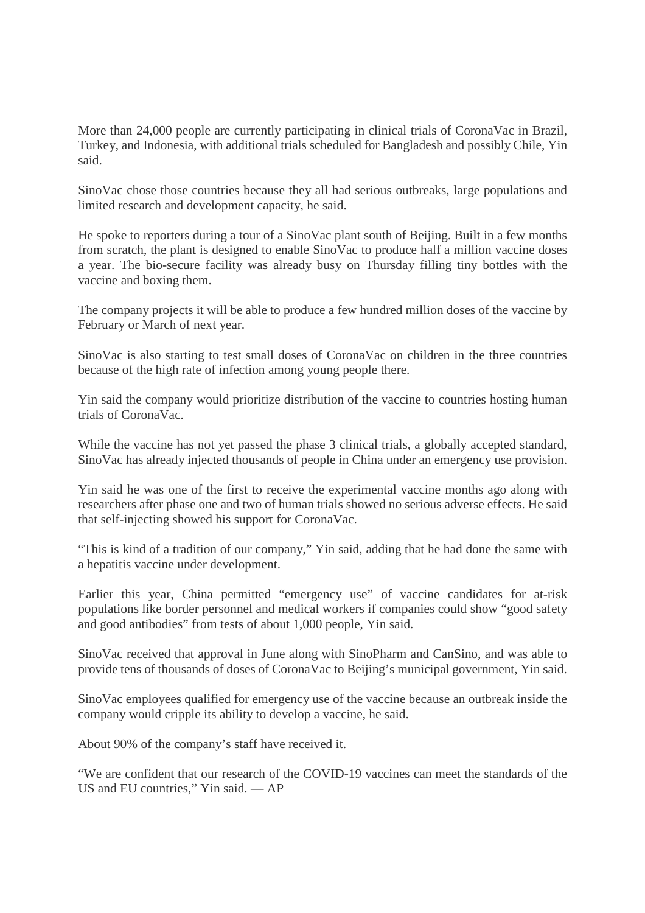More than 24,000 people are currently participating in clinical trials of CoronaVac in Brazil, Turkey, and Indonesia, with additional trials scheduled for Bangladesh and possibly Chile, Yin said.

SinoVac chose those countries because they all had serious outbreaks, large populations and limited research and development capacity, he said.

He spoke to reporters during a tour of a SinoVac plant south of Beijing. Built in a few months from scratch, the plant is designed to enable SinoVac to produce half a million vaccine doses a year. The bio-secure facility was already busy on Thursday filling tiny bottles with the vaccine and boxing them.

The company projects it will be able to produce a few hundred million doses of the vaccine by February or March of next year.

SinoVac is also starting to test small doses of CoronaVac on children in the three countries because of the high rate of infection among young people there.

Yin said the company would prioritize distribution of the vaccine to countries hosting human trials of CoronaVac.

While the vaccine has not yet passed the phase 3 clinical trials, a globally accepted standard, SinoVac has already injected thousands of people in China under an emergency use provision.

Yin said he was one of the first to receive the experimental vaccine months ago along with researchers after phase one and two of human trials showed no serious adverse effects. He said that self-injecting showed his support for CoronaVac.

"This is kind of a tradition of our company," Yin said, adding that he had done the same with a hepatitis vaccine under development.

Earlier this year, China permitted "emergency use" of vaccine candidates for at-risk populations like border personnel and medical workers if companies could show "good safety and good antibodies" from tests of about 1,000 people, Yin said.

SinoVac received that approval in June along with SinoPharm and CanSino, and was able to provide tens of thousands of doses of CoronaVac to Beijing's municipal government, Yin said.

SinoVac employees qualified for emergency use of the vaccine because an outbreak inside the company would cripple its ability to develop a vaccine, he said.

About 90% of the company's staff have received it.

"We are confident that our research of the COVID-19 vaccines can meet the standards of the US and EU countries," Yin said. — AP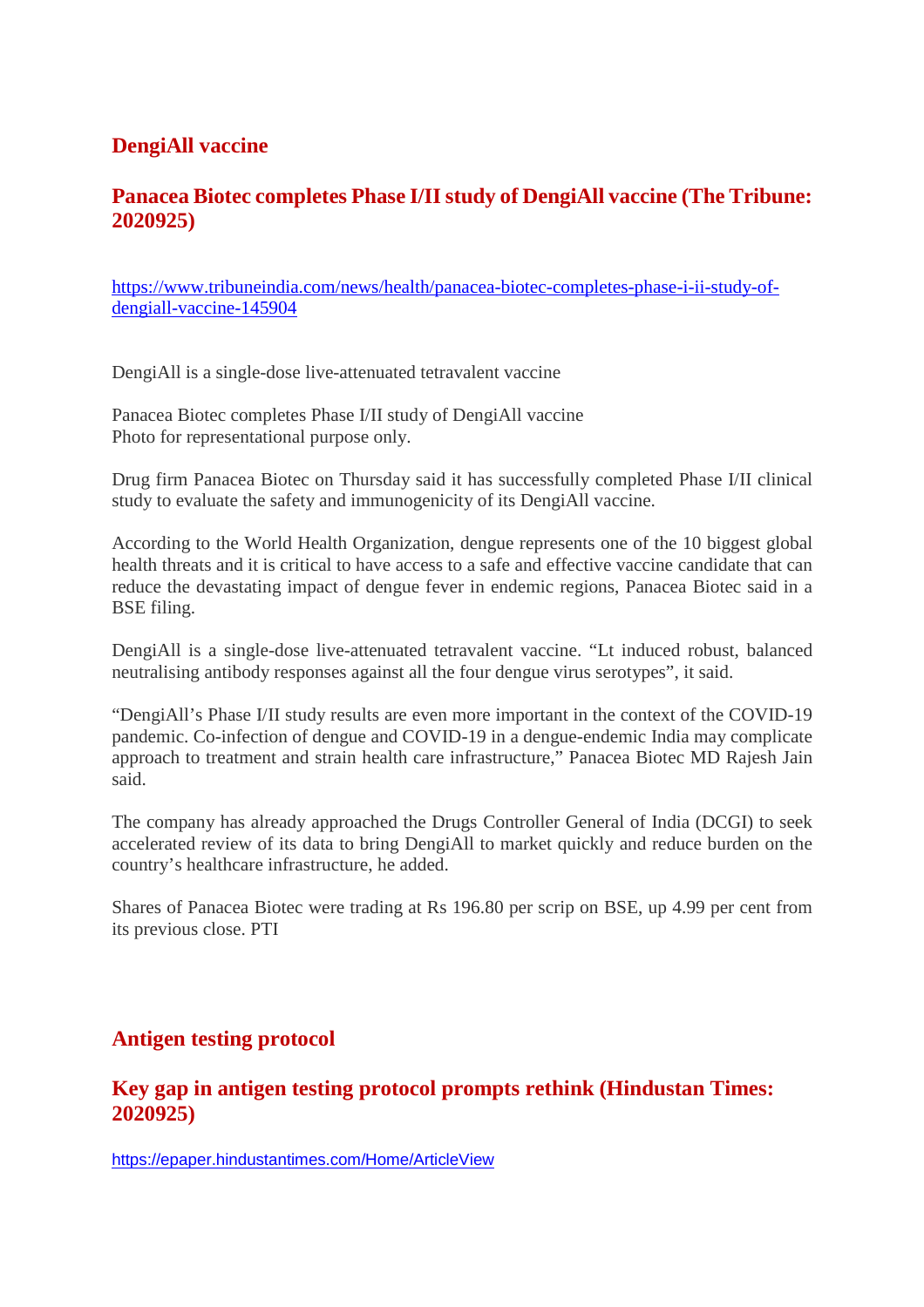## DengiAll vaccine

### Panacea Biotec completes Phase I/II study of DengiAll vaccine (The Tribune: 2020925)

https://www.tribuneindia.com/news/health/panacea-biotec-completes-phase-i-ii-study-of-dengiall-vaccine-145904

DengiAll is a single-dose live-attenuated tetravalent vaccine

Panacea Biotec completes Phase I/II study of DengiAll vaccine
Photo for representational purpose only.

Drug firm Panacea Biotec on Thursday said it has successfully completed Phase I/II clinical study to evaluate the safety and immunogenicity of its DengiAll vaccine.

According to the World Health Organization, dengue represents one of the 10 biggest global health threats and it is critical to have access to a safe and effective vaccine candidate that can reduce the devastating impact of dengue fever in endemic regions, Panacea Biotec said in a BSE filing.

DengiAll is a single-dose live-attenuated tetravalent vaccine. “Lt induced robust, balanced neutralising antibody responses against all the four dengue virus serotypes”, it said.

“DengiAll’s Phase I/II study results are even more important in the context of the COVID-19 pandemic. Co-infection of dengue and COVID-19 in a dengue-endemic India may complicate approach to treatment and strain health care infrastructure,” Panacea Biotec MD Rajesh Jain said.

The company has already approached the Drugs Controller General of India (DCGI) to seek accelerated review of its data to bring DengiAll to market quickly and reduce burden on the country’s healthcare infrastructure, he added.

Shares of Panacea Biotec were trading at Rs 196.80 per scrip on BSE, up 4.99 per cent from its previous close. PTI

## Antigen testing protocol

### Key gap in antigen testing protocol prompts rethink (Hindustan Times: 2020925)

https://epaper.hindustantimes.com/Home/ArticleView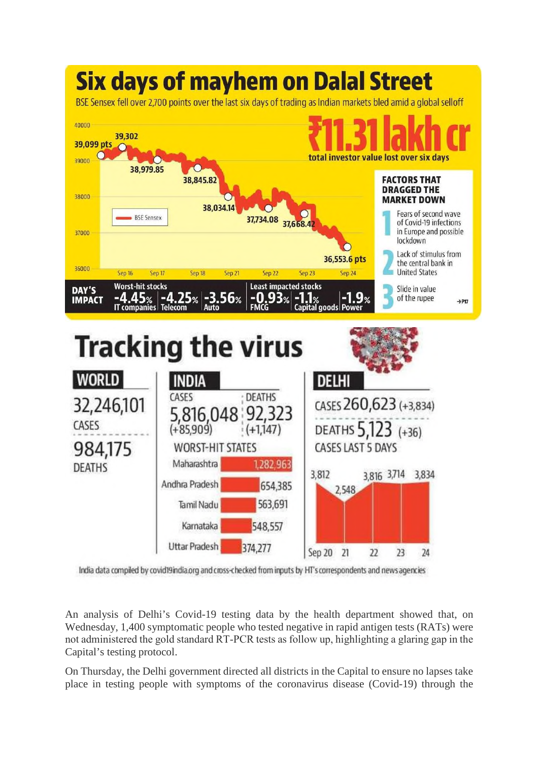# Six days of mayhem on Dalal Street

BSE Sensex fell over 2,700 points over the last six days of trading as Indian markets bled amid a global selloff

**₹11.31 lakh cr** total investor value lost over six days

BSE Sensex: 39,099 pts; 39,302; 38,979.85; 38,845.82; 38,034.14; 37,734.08; 37,668.42; 36,553.6 pts

Sep 16, Sep 17, Sep 18, Sep 21, Sep 22, Sep 23, Sep 24

**FACTORS THAT DRAGGED THE MARKET DOWN**

1. Fears of second wave of Covid-19 infections in Europe and possible lockdown
2. Lack of stimulus from the central bank in United States
3. Slide in value of the rupee

→P17

**DAY'S IMPACT**

| Worst-hit stocks | | | Least impacted stocks | | |
|---|---|---|---|---|---|
| -4.45% | -4.25% | -3.56% | -0.93% | -1.1% | -1.9% |
| IT companies | Telecom | Auto | FMCG | Capital goods | Power |

# Tracking the virus

**WORLD**

32,246,101 CASES

984,175 DEATHS

**INDIA**

CASES 5,816,048 (+85,909)

DEATHS 92,323 (+1,147)

WORST-HIT STATES

| State | Cases |
|---|---|
| Maharashtra | 1,282,963 |
| Andhra Pradesh | 654,385 |
| Tamil Nadu | 563,691 |
| Karnataka | 548,557 |
| Uttar Pradesh | 374,277 |

**DELHI**

CASES 260,623 (+3,834)

DEATHS 5,123 (+36)

CASES LAST 5 DAYS

| Sep 20 | 21 | 22 | 23 | 24 |
|---|---|---|---|---|
| 3,812 | 2,548 | 3,816 | 3,714 | 3,834 |

India data compiled by covid19india.org and cross-checked from inputs by HT's correspondents and news agencies

An analysis of Delhi's Covid-19 testing data by the health department showed that, on Wednesday, 1,400 symptomatic people who tested negative in rapid antigen tests (RATs) were not administered the gold standard RT-PCR tests as follow up, highlighting a glaring gap in the Capital's testing protocol.

On Thursday, the Delhi government directed all districts in the Capital to ensure no lapses take place in testing people with symptoms of the coronavirus disease (Covid-19) through the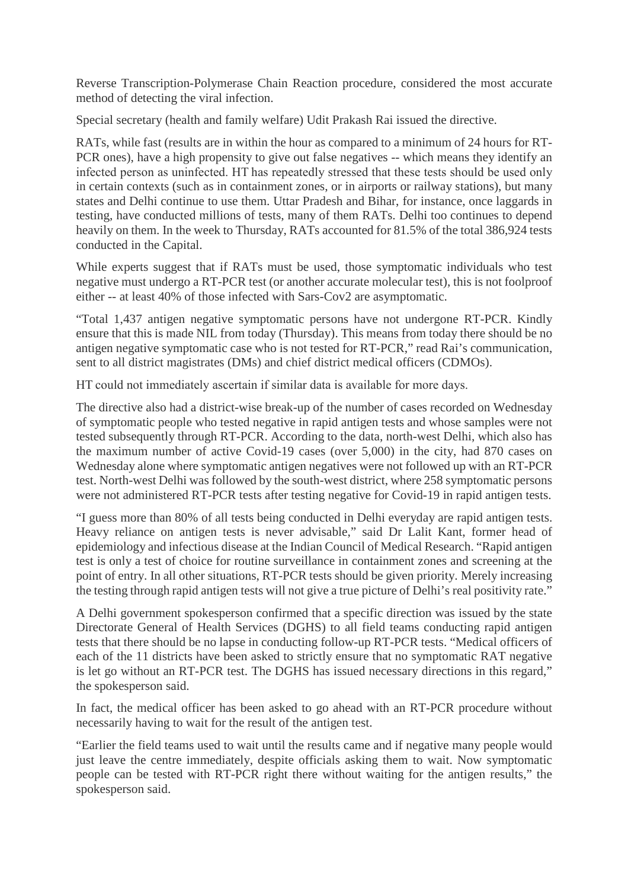Reverse Transcription-Polymerase Chain Reaction procedure, considered the most accurate method of detecting the viral infection.

Special secretary (health and family welfare) Udit Prakash Rai issued the directive.

RATs, while fast (results are in within the hour as compared to a minimum of 24 hours for RT-PCR ones), have a high propensity to give out false negatives -- which means they identify an infected person as uninfected. HT has repeatedly stressed that these tests should be used only in certain contexts (such as in containment zones, or in airports or railway stations), but many states and Delhi continue to use them. Uttar Pradesh and Bihar, for instance, once laggards in testing, have conducted millions of tests, many of them RATs. Delhi too continues to depend heavily on them. In the week to Thursday, RATs accounted for 81.5% of the total 386,924 tests conducted in the Capital.

While experts suggest that if RATs must be used, those symptomatic individuals who test negative must undergo a RT-PCR test (or another accurate molecular test), this is not foolproof either -- at least 40% of those infected with Sars-Cov2 are asymptomatic.

"Total 1,437 antigen negative symptomatic persons have not undergone RT-PCR. Kindly ensure that this is made NIL from today (Thursday). This means from today there should be no antigen negative symptomatic case who is not tested for RT-PCR," read Rai's communication, sent to all district magistrates (DMs) and chief district medical officers (CDMOs).

HT could not immediately ascertain if similar data is available for more days.

The directive also had a district-wise break-up of the number of cases recorded on Wednesday of symptomatic people who tested negative in rapid antigen tests and whose samples were not tested subsequently through RT-PCR. According to the data, north-west Delhi, which also has the maximum number of active Covid-19 cases (over 5,000) in the city, had 870 cases on Wednesday alone where symptomatic antigen negatives were not followed up with an RT-PCR test. North-west Delhi was followed by the south-west district, where 258 symptomatic persons were not administered RT-PCR tests after testing negative for Covid-19 in rapid antigen tests.

"I guess more than 80% of all tests being conducted in Delhi everyday are rapid antigen tests. Heavy reliance on antigen tests is never advisable," said Dr Lalit Kant, former head of epidemiology and infectious disease at the Indian Council of Medical Research. "Rapid antigen test is only a test of choice for routine surveillance in containment zones and screening at the point of entry. In all other situations, RT-PCR tests should be given priority. Merely increasing the testing through rapid antigen tests will not give a true picture of Delhi's real positivity rate."

A Delhi government spokesperson confirmed that a specific direction was issued by the state Directorate General of Health Services (DGHS) to all field teams conducting rapid antigen tests that there should be no lapse in conducting follow-up RT-PCR tests. "Medical officers of each of the 11 districts have been asked to strictly ensure that no symptomatic RAT negative is let go without an RT-PCR test. The DGHS has issued necessary directions in this regard," the spokesperson said.

In fact, the medical officer has been asked to go ahead with an RT-PCR procedure without necessarily having to wait for the result of the antigen test.

"Earlier the field teams used to wait until the results came and if negative many people would just leave the centre immediately, despite officials asking them to wait. Now symptomatic people can be tested with RT-PCR right there without waiting for the antigen results," the spokesperson said.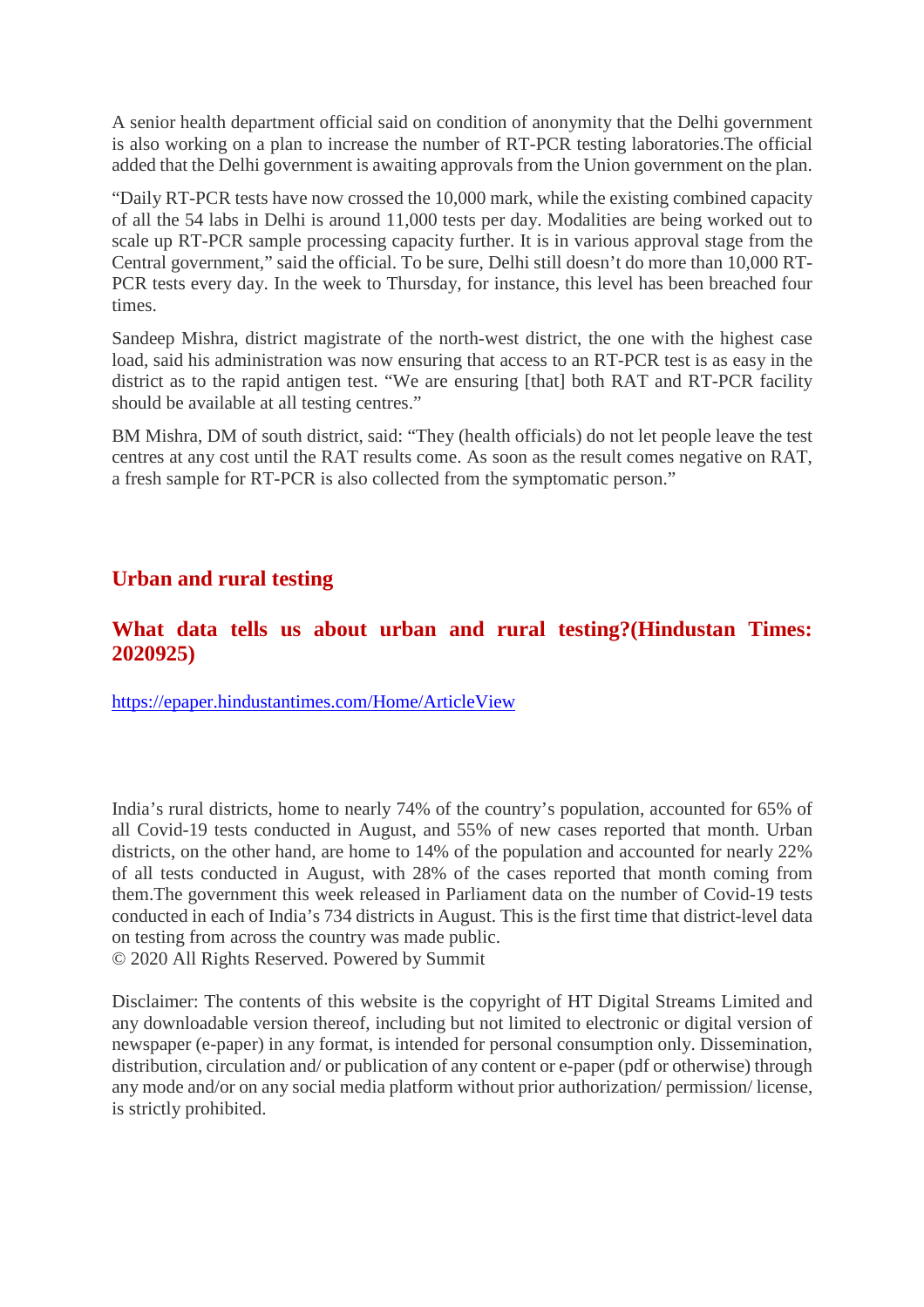A senior health department official said on condition of anonymity that the Delhi government is also working on a plan to increase the number of RT-PCR testing laboratories.The official added that the Delhi government is awaiting approvals from the Union government on the plan.

"Daily RT-PCR tests have now crossed the 10,000 mark, while the existing combined capacity of all the 54 labs in Delhi is around 11,000 tests per day. Modalities are being worked out to scale up RT-PCR sample processing capacity further. It is in various approval stage from the Central government," said the official. To be sure, Delhi still doesn't do more than 10,000 RT-PCR tests every day. In the week to Thursday, for instance, this level has been breached four times.

Sandeep Mishra, district magistrate of the north-west district, the one with the highest case load, said his administration was now ensuring that access to an RT-PCR test is as easy in the district as to the rapid antigen test. "We are ensuring [that] both RAT and RT-PCR facility should be available at all testing centres."

BM Mishra, DM of south district, said: "They (health officials) do not let people leave the test centres at any cost until the RAT results come. As soon as the result comes negative on RAT, a fresh sample for RT-PCR is also collected from the symptomatic person."

## Urban and rural testing

## What data tells us about urban and rural testing?(Hindustan Times: 2020925)

https://epaper.hindustantimes.com/Home/ArticleView

India's rural districts, home to nearly 74% of the country's population, accounted for 65% of all Covid-19 tests conducted in August, and 55% of new cases reported that month. Urban districts, on the other hand, are home to 14% of the population and accounted for nearly 22% of all tests conducted in August, with 28% of the cases reported that month coming from them.The government this week released in Parliament data on the number of Covid-19 tests conducted in each of India's 734 districts in August. This is the first time that district-level data on testing from across the country was made public.
© 2020 All Rights Reserved. Powered by Summit

Disclaimer: The contents of this website is the copyright of HT Digital Streams Limited and any downloadable version thereof, including but not limited to electronic or digital version of newspaper (e-paper) in any format, is intended for personal consumption only. Dissemination, distribution, circulation and/ or publication of any content or e-paper (pdf or otherwise) through any mode and/or on any social media platform without prior authorization/ permission/ license, is strictly prohibited.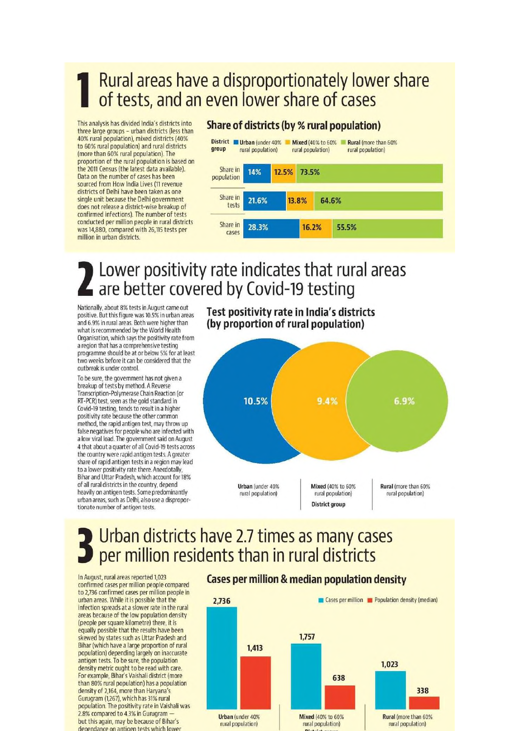# 1 Rural areas have a disproportionately lower share of tests, and an even lower share of cases

This analysis has divided India's districts into three large groups – urban districts (less than 40% rural population), mixed districts (40% to 60% rural population) and rural districts (more than 60% rural population). The proportion of the rural population is based on the 2011 Census (the latest data available). Data on the number of cases has been sourced from How India Lives (11 revenue districts of Delhi have been taken as one single unit because the Delhi government does not release a district-wise breakup of confirmed infections). The number of tests conducted per million people in rural districts was 14,880, compared with 26,115 tests per million in urban districts.

### Share of districts (by % rural population)

| District group | Urban (under 40% rural population) | Mixed (40% to 60% rural population) | Rural (more than 60% rural population) |
|---|---|---|---|
| Share in population | 14% | 12.5% | 73.5% |
| Share in tests | 21.6% | 13.8% | 64.6% |
| Share in cases | 28.3% | 16.2% | 55.5% |

# 2 Lower positivity rate indicates that rural areas are better covered by Covid-19 testing

Nationally, about 8% tests in August came out positive. But this figure was 10.5% in urban areas and 6.9% in rural areas. Both were higher than what is recommended by the World Health Organisation, which says the positivity rate from a region that has a comprehensive testing programme should be at or below 5% for at least two weeks before it can be considered that the outbreak is under control.

To be sure, the government has not given a breakup of tests by method. A Reverse Transcription-Polymerase Chain Reaction (or RT-PCR) test, seen as the gold standard in Covid-19 testing, tends to result in a higher positivity rate because the other common method, the rapid antigen test, may throw up false negatives for people who are infected with a low viral load. The government said on August 4 that about a quarter of all Covid-19 tests across the country were rapid antigen tests. A greater share of rapid antigen tests in a region may lead to a lower positivity rate there. Anecdotally, Bihar and Uttar Pradesh, which account for 18% of all rural districts in the country, depend heavily on antigen tests. Some predominantly urban areas, such as Delhi, also use a disproportionate number of antigen tests.

### Test positivity rate in India's districts (by proportion of rural population)

| District group | Test positivity rate |
|---|---|
| Urban (under 40% rural population) | 10.5% |
| Mixed (40% to 60% rural population) | 9.4% |
| Rural (more than 60% rural population) | 6.9% |

# 3 Urban districts have 2.7 times as many cases per million residents than in rural districts

In August, rural areas reported 1,023 confirmed cases per million people compared to 2,736 confirmed cases per million people in urban areas. While it is possible that the infection spreads at a slower rate in the rural areas because of the low population density (people per square kilometre) there, it is equally possible that the results have been skewed by states such as Uttar Pradesh and Bihar (which have a large proportion of rural population) depending largely on inaccurate antigen tests. To be sure, the population density metric ought to be read with care. For example, Bihar's Vaishali district (more than 80% rural population) has a population density of 2,164, more than Haryana's Gurugram (1,267), which has 31% rural population. The positivity rate in Vaishali was 2.8% compared to 4.3% in Gurugram — but this again, may be because of Bihar's dependance on antigen tests which lower

### Cases per million & median population density

| District group | Cases per million | Population density (median) |
|---|---|---|
| Urban (under 40% rural population) | 2,736 | 1,413 |
| Mixed (40% to 60% rural population) | 1,757 | 638 |
| Rural (more than 60% rural population) | 1,023 | 338 |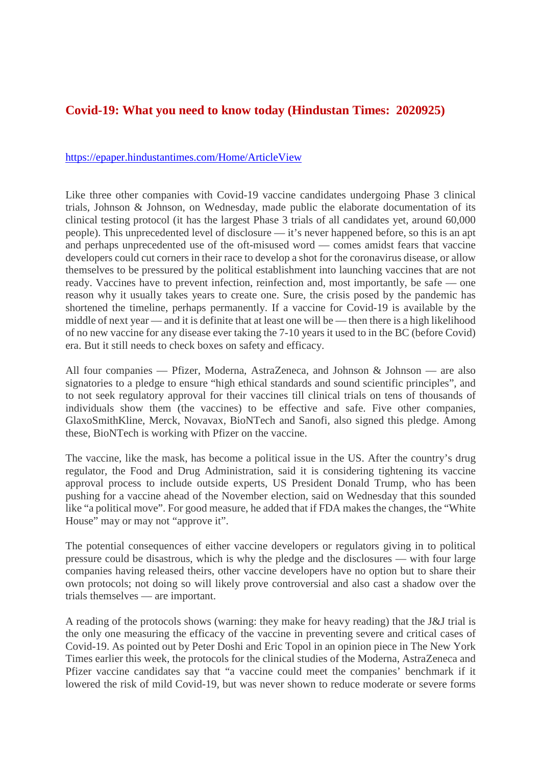## Covid-19: What you need to know today (Hindustan Times: 2020925)

https://epaper.hindustantimes.com/Home/ArticleView

Like three other companies with Covid-19 vaccine candidates undergoing Phase 3 clinical trials, Johnson & Johnson, on Wednesday, made public the elaborate documentation of its clinical testing protocol (it has the largest Phase 3 trials of all candidates yet, around 60,000 people). This unprecedented level of disclosure — it's never happened before, so this is an apt and perhaps unprecedented use of the oft-misused word — comes amidst fears that vaccine developers could cut corners in their race to develop a shot for the coronavirus disease, or allow themselves to be pressured by the political establishment into launching vaccines that are not ready. Vaccines have to prevent infection, reinfection and, most importantly, be safe — one reason why it usually takes years to create one. Sure, the crisis posed by the pandemic has shortened the timeline, perhaps permanently. If a vaccine for Covid-19 is available by the middle of next year — and it is definite that at least one will be — then there is a high likelihood of no new vaccine for any disease ever taking the 7-10 years it used to in the BC (before Covid) era. But it still needs to check boxes on safety and efficacy.

All four companies — Pfizer, Moderna, AstraZeneca, and Johnson & Johnson — are also signatories to a pledge to ensure "high ethical standards and sound scientific principles", and to not seek regulatory approval for their vaccines till clinical trials on tens of thousands of individuals show them (the vaccines) to be effective and safe. Five other companies, GlaxoSmithKline, Merck, Novavax, BioNTech and Sanofi, also signed this pledge. Among these, BioNTech is working with Pfizer on the vaccine.

The vaccine, like the mask, has become a political issue in the US. After the country's drug regulator, the Food and Drug Administration, said it is considering tightening its vaccine approval process to include outside experts, US President Donald Trump, who has been pushing for a vaccine ahead of the November election, said on Wednesday that this sounded like "a political move". For good measure, he added that if FDA makes the changes, the "White House" may or may not "approve it".

The potential consequences of either vaccine developers or regulators giving in to political pressure could be disastrous, which is why the pledge and the disclosures — with four large companies having released theirs, other vaccine developers have no option but to share their own protocols; not doing so will likely prove controversial and also cast a shadow over the trials themselves — are important.

A reading of the protocols shows (warning: they make for heavy reading) that the J&J trial is the only one measuring the efficacy of the vaccine in preventing severe and critical cases of Covid-19. As pointed out by Peter Doshi and Eric Topol in an opinion piece in The New York Times earlier this week, the protocols for the clinical studies of the Moderna, AstraZeneca and Pfizer vaccine candidates say that "a vaccine could meet the companies' benchmark if it lowered the risk of mild Covid-19, but was never shown to reduce moderate or severe forms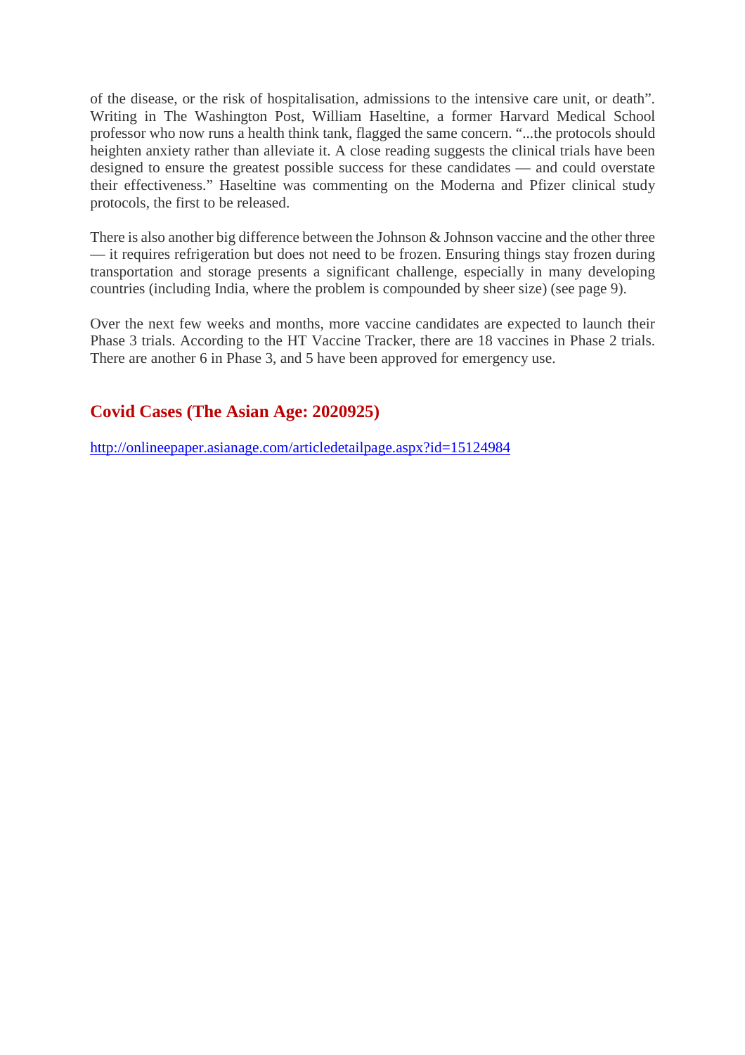of the disease, or the risk of hospitalisation, admissions to the intensive care unit, or death". Writing in The Washington Post, William Haseltine, a former Harvard Medical School professor who now runs a health think tank, flagged the same concern. "...the protocols should heighten anxiety rather than alleviate it. A close reading suggests the clinical trials have been designed to ensure the greatest possible success for these candidates — and could overstate their effectiveness." Haseltine was commenting on the Moderna and Pfizer clinical study protocols, the first to be released.

There is also another big difference between the Johnson & Johnson vaccine and the other three — it requires refrigeration but does not need to be frozen. Ensuring things stay frozen during transportation and storage presents a significant challenge, especially in many developing countries (including India, where the problem is compounded by sheer size) (see page 9).

Over the next few weeks and months, more vaccine candidates are expected to launch their Phase 3 trials. According to the HT Vaccine Tracker, there are 18 vaccines in Phase 2 trials. There are another 6 in Phase 3, and 5 have been approved for emergency use.

## Covid Cases (The Asian Age: 2020925)

[http://onlineepaper.asianage.com/articledetailpage.aspx?id=15124984](http://onlineepaper.asianage.com/articledetailpage.aspx?id=15124984)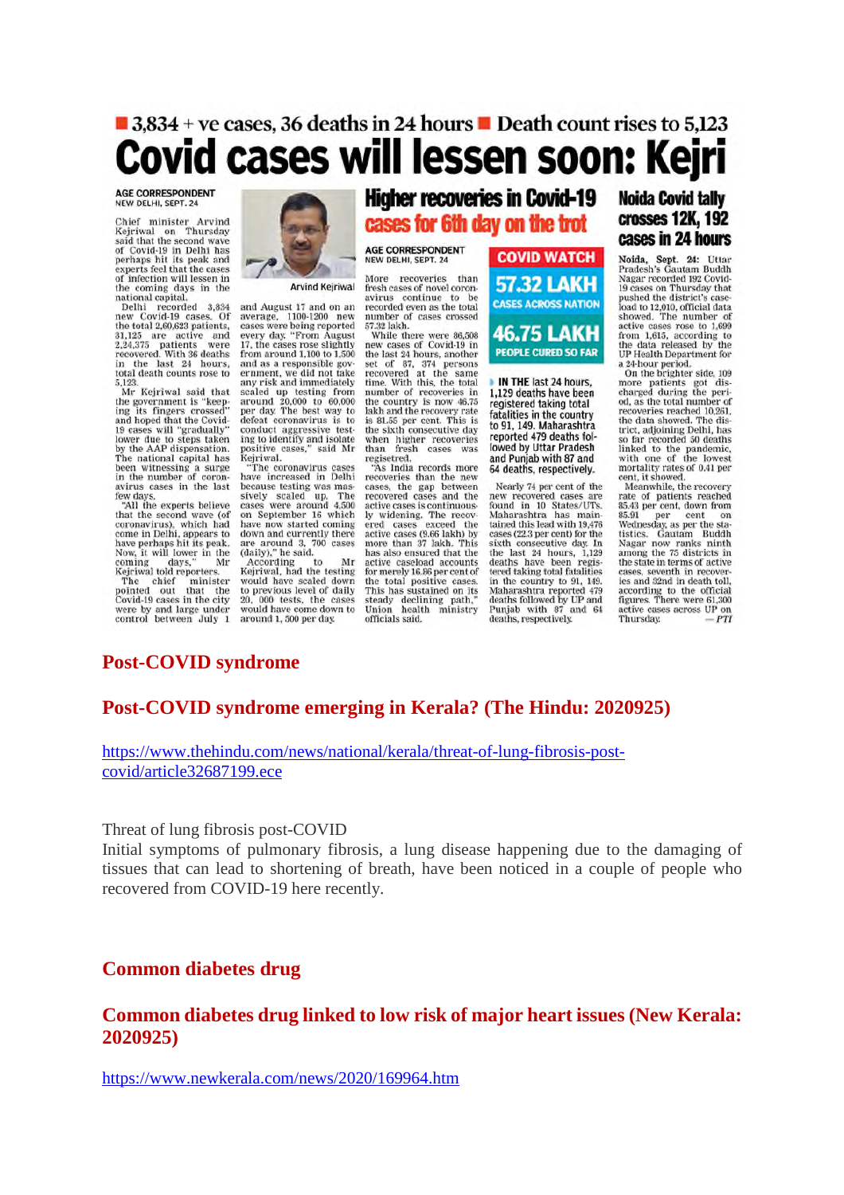■ 3,834 + ve cases, 36 deaths in 24 hours ■ Death count rises to 5,123

# Covid cases will lessen soon: Kejri

AGE CORRESPONDENT
NEW DELHI, SEPT. 24

Chief minister Arvind Kejriwal on Thursday said that the second wave of Covid-19 in Delhi has perhaps hit its peak and experts feel that the cases of infection will lessen in the coming days in the national capital.

Delhi recorded 3,834 new Covid-19 cases. Of the total 2,60,623 patients, 31,125 are active and 2,24,375 patients were recovered. With 36 deaths in the last 24 hours, total death counts rose to 5,123.

Mr Kejriwal said that the government is "keeping its fingers crossed" and hoped that the Covid-19 cases will "gradually" lower due to steps taken by the AAP dispensation. The national capital has been witnessing a surge in the number of coronavirus cases in the last few days.

"All the experts believe that the second wave (of coronavirus), which had come in Delhi, appears to have perhaps hit its peak. Now, it will lower in the coming days," Mr Kejriwal told reporters.

The chief minister pointed out that the Covid-19 cases in the city were by and large under control between July 1 and August 17 and on an average, 1100-1200 new cases were being reported every day. "From August 17, the cases rose slightly from around 1,100 to 1,500 and as a responsible government, we did not take any risk and immediately scaled up testing from around 20,000 to 60,000 per day. The best way to defeat coronavirus is to conduct aggressive testing to identify and isolate positive cases," said Mr Kejriwal.

Arvind Kejriwal

"The coronavirus cases have increased in Delhi because testing was massively scaled up. The cases were around 4,500 on September 16 which have now started coming down and currently there are around 3, 700 cases (daily)," he said.

According to Mr Kejriwal, had the testing would have scaled down to previous level of daily 20, 000 tests, the cases would have come down to around 1, 500 per day.

## Higher recoveries in Covid-19 cases for 6th day on the trot

AGE CORRESPONDENT
NEW DELHI, SEPT. 24

More recoveries than fresh cases of novel coronavirus continue to be recorded even as the total number of cases crossed 57.32 lakh.

While there were 86,508 new cases of Covid-19 in the last 24 hours, another set of 87, 374 persons recovered at the same time. With this, the total number of recoveries in the country is now 46.75 lakh and the recovery rate is 81.55 per cent. This is the sixth consecutive day when higher recoveries than fresh cases was registered.

"As India records more recoveries than the new cases, the gap between recovered cases and the active cases is continuously widening. The recovered cases exceed the active cases (9.66 lakh) by more than 37 lakh. This has also ensured that the active caseload accounts for merely 16.86 per cent of the total positive cases. This has sustained on its steady declining path," Union health ministry officials said.

**COVID WATCH**

**57.32 LAKH** CASES ACROSS NATION

**46.75 LAKH** PEOPLE CURED SO FAR

IN THE last 24 hours, 1,129 deaths have been registered taking total fatalities in the country to 91, 149. Maharashtra reported 479 deaths followed by Uttar Pradesh and Punjab with 87 and 64 deaths, respectively.

Nearly 74 per cent of the new recovered cases are found in 10 States/UTs. Maharashtra has maintained this lead with 19,476 cases (22.3 per cent) for the sixth consecutive day. In the last 24 hours, 1,129 deaths have been registered taking total fatalities in the country to 91, 149. Maharashtra reported 479 deaths followed by UP and Punjab with 87 and 64 deaths, respectively.

## Noida Covid tally crosses 12K, 192 cases in 24 hours

Noida, Sept. 24: Uttar Pradesh's Gautam Buddh Nagar recorded 192 Covid-19 cases on Thursday that pushed the district's caseload to 12,010, official data showed. The number of active cases rose to 1,699 from 1,615, according to the data released by the UP Health Department for a 24-hour period.

On the brighter side, 109 more patients got discharged during the period, as the total number of recoveries reached 10,261, the data showed. The district, adjoining Delhi, has so far recorded 50 deaths linked to the pandemic, with one of the lowest mortality rates of 0.41 per cent, it showed.

Meanwhile, the recovery rate of patients reached 85.43 per cent, down from 85.91 per cent on Wednesday, as per the statistics. Gautam Buddh Nagar now ranks ninth among the 75 districts in the state in terms of active cases, seventh in recoveries and 32nd in death toll, according to the official figures. There were 61,300 active cases across UP on Thursday. —*PTI*

## Post-COVID syndrome

### Post-COVID syndrome emerging in Kerala? (The Hindu: 20200925)

https://www.thehindu.com/news/national/kerala/threat-of-lung-fibrosis-post-covid/article32687199.ece

Threat of lung fibrosis post-COVID

Initial symptoms of pulmonary fibrosis, a lung disease happening due to the damaging of tissues that can lead to shortening of breath, have been noticed in a couple of people who recovered from COVID-19 here recently.

## Common diabetes drug

### Common diabetes drug linked to low risk of major heart issues (New Kerala: 2020925)

https://www.newkerala.com/news/2020/169964.htm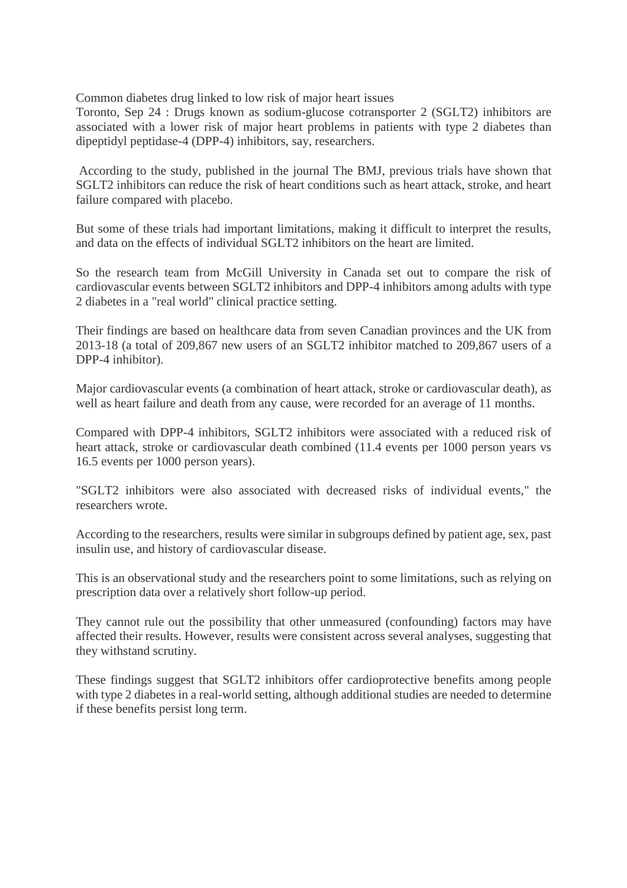Common diabetes drug linked to low risk of major heart issues

Toronto, Sep 24 : Drugs known as sodium-glucose cotransporter 2 (SGLT2) inhibitors are associated with a lower risk of major heart problems in patients with type 2 diabetes than dipeptidyl peptidase-4 (DPP-4) inhibitors, say, researchers.

According to the study, published in the journal The BMJ, previous trials have shown that SGLT2 inhibitors can reduce the risk of heart conditions such as heart attack, stroke, and heart failure compared with placebo.

But some of these trials had important limitations, making it difficult to interpret the results, and data on the effects of individual SGLT2 inhibitors on the heart are limited.

So the research team from McGill University in Canada set out to compare the risk of cardiovascular events between SGLT2 inhibitors and DPP-4 inhibitors among adults with type 2 diabetes in a "real world" clinical practice setting.

Their findings are based on healthcare data from seven Canadian provinces and the UK from 2013-18 (a total of 209,867 new users of an SGLT2 inhibitor matched to 209,867 users of a DPP-4 inhibitor).

Major cardiovascular events (a combination of heart attack, stroke or cardiovascular death), as well as heart failure and death from any cause, were recorded for an average of 11 months.

Compared with DPP-4 inhibitors, SGLT2 inhibitors were associated with a reduced risk of heart attack, stroke or cardiovascular death combined (11.4 events per 1000 person years vs 16.5 events per 1000 person years).

"SGLT2 inhibitors were also associated with decreased risks of individual events," the researchers wrote.

According to the researchers, results were similar in subgroups defined by patient age, sex, past insulin use, and history of cardiovascular disease.

This is an observational study and the researchers point to some limitations, such as relying on prescription data over a relatively short follow-up period.

They cannot rule out the possibility that other unmeasured (confounding) factors may have affected their results. However, results were consistent across several analyses, suggesting that they withstand scrutiny.

These findings suggest that SGLT2 inhibitors offer cardioprotective benefits among people with type 2 diabetes in a real-world setting, although additional studies are needed to determine if these benefits persist long term.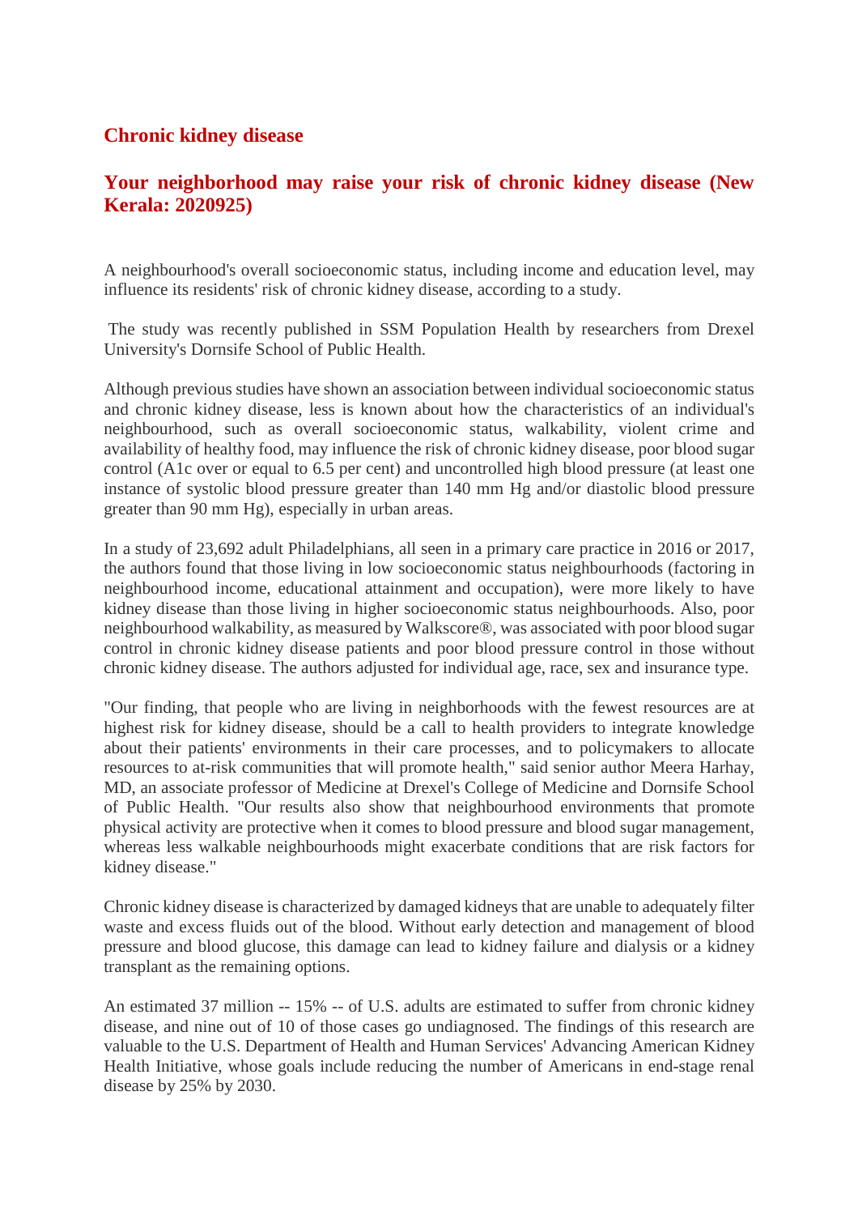## Chronic kidney disease

## Your neighborhood may raise your risk of chronic kidney disease (New Kerala: 2020925)

A neighbourhood's overall socioeconomic status, including income and education level, may influence its residents' risk of chronic kidney disease, according to a study.

The study was recently published in SSM Population Health by researchers from Drexel University's Dornsife School of Public Health.

Although previous studies have shown an association between individual socioeconomic status and chronic kidney disease, less is known about how the characteristics of an individual's neighbourhood, such as overall socioeconomic status, walkability, violent crime and availability of healthy food, may influence the risk of chronic kidney disease, poor blood sugar control (A1c over or equal to 6.5 per cent) and uncontrolled high blood pressure (at least one instance of systolic blood pressure greater than 140 mm Hg and/or diastolic blood pressure greater than 90 mm Hg), especially in urban areas.

In a study of 23,692 adult Philadelphians, all seen in a primary care practice in 2016 or 2017, the authors found that those living in low socioeconomic status neighbourhoods (factoring in neighbourhood income, educational attainment and occupation), were more likely to have kidney disease than those living in higher socioeconomic status neighbourhoods. Also, poor neighbourhood walkability, as measured by Walkscore®, was associated with poor blood sugar control in chronic kidney disease patients and poor blood pressure control in those without chronic kidney disease. The authors adjusted for individual age, race, sex and insurance type.

"Our finding, that people who are living in neighborhoods with the fewest resources are at highest risk for kidney disease, should be a call to health providers to integrate knowledge about their patients' environments in their care processes, and to policymakers to allocate resources to at-risk communities that will promote health," said senior author Meera Harhay, MD, an associate professor of Medicine at Drexel's College of Medicine and Dornsife School of Public Health. "Our results also show that neighbourhood environments that promote physical activity are protective when it comes to blood pressure and blood sugar management, whereas less walkable neighbourhoods might exacerbate conditions that are risk factors for kidney disease."

Chronic kidney disease is characterized by damaged kidneys that are unable to adequately filter waste and excess fluids out of the blood. Without early detection and management of blood pressure and blood glucose, this damage can lead to kidney failure and dialysis or a kidney transplant as the remaining options.

An estimated 37 million -- 15% -- of U.S. adults are estimated to suffer from chronic kidney disease, and nine out of 10 of those cases go undiagnosed. The findings of this research are valuable to the U.S. Department of Health and Human Services' Advancing American Kidney Health Initiative, whose goals include reducing the number of Americans in end-stage renal disease by 25% by 2030.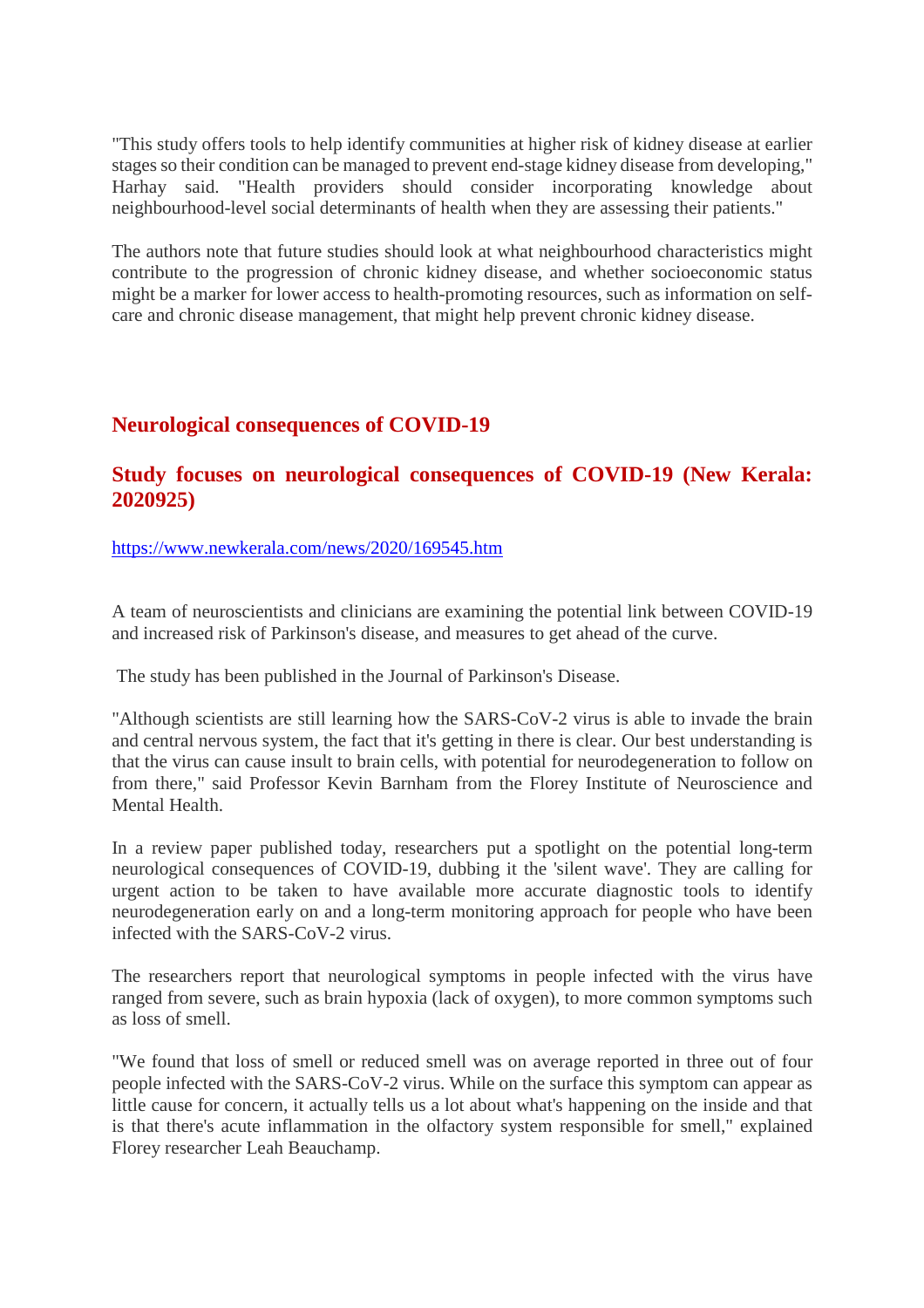"This study offers tools to help identify communities at higher risk of kidney disease at earlier stages so their condition can be managed to prevent end-stage kidney disease from developing," Harhay said. "Health providers should consider incorporating knowledge about neighbourhood-level social determinants of health when they are assessing their patients."

The authors note that future studies should look at what neighbourhood characteristics might contribute to the progression of chronic kidney disease, and whether socioeconomic status might be a marker for lower access to health-promoting resources, such as information on self-care and chronic disease management, that might help prevent chronic kidney disease.

## Neurological consequences of COVID-19

### Study focuses on neurological consequences of COVID-19 (New Kerala: 2020925)

https://www.newkerala.com/news/2020/169545.htm

A team of neuroscientists and clinicians are examining the potential link between COVID-19 and increased risk of Parkinson's disease, and measures to get ahead of the curve.

The study has been published in the Journal of Parkinson's Disease.

"Although scientists are still learning how the SARS-CoV-2 virus is able to invade the brain and central nervous system, the fact that it's getting in there is clear. Our best understanding is that the virus can cause insult to brain cells, with potential for neurodegeneration to follow on from there," said Professor Kevin Barnham from the Florey Institute of Neuroscience and Mental Health.

In a review paper published today, researchers put a spotlight on the potential long-term neurological consequences of COVID-19, dubbing it the 'silent wave'. They are calling for urgent action to be taken to have available more accurate diagnostic tools to identify neurodegeneration early on and a long-term monitoring approach for people who have been infected with the SARS-CoV-2 virus.

The researchers report that neurological symptoms in people infected with the virus have ranged from severe, such as brain hypoxia (lack of oxygen), to more common symptoms such as loss of smell.

"We found that loss of smell or reduced smell was on average reported in three out of four people infected with the SARS-CoV-2 virus. While on the surface this symptom can appear as little cause for concern, it actually tells us a lot about what's happening on the inside and that is that there's acute inflammation in the olfactory system responsible for smell," explained Florey researcher Leah Beauchamp.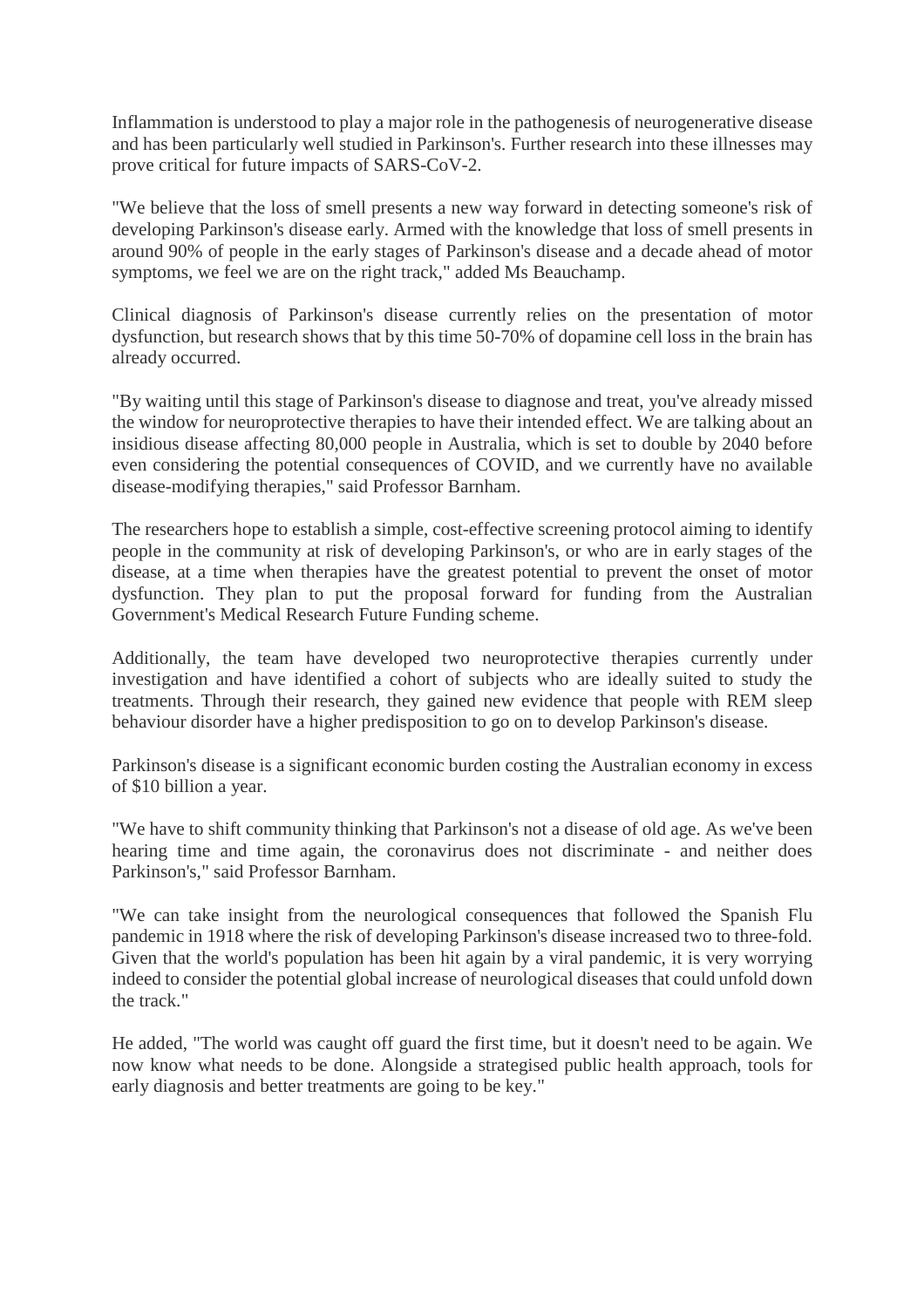Inflammation is understood to play a major role in the pathogenesis of neurogenerative disease and has been particularly well studied in Parkinson's. Further research into these illnesses may prove critical for future impacts of SARS-CoV-2.

"We believe that the loss of smell presents a new way forward in detecting someone's risk of developing Parkinson's disease early. Armed with the knowledge that loss of smell presents in around 90% of people in the early stages of Parkinson's disease and a decade ahead of motor symptoms, we feel we are on the right track," added Ms Beauchamp.

Clinical diagnosis of Parkinson's disease currently relies on the presentation of motor dysfunction, but research shows that by this time 50-70% of dopamine cell loss in the brain has already occurred.

"By waiting until this stage of Parkinson's disease to diagnose and treat, you've already missed the window for neuroprotective therapies to have their intended effect. We are talking about an insidious disease affecting 80,000 people in Australia, which is set to double by 2040 before even considering the potential consequences of COVID, and we currently have no available disease-modifying therapies," said Professor Barnham.

The researchers hope to establish a simple, cost-effective screening protocol aiming to identify people in the community at risk of developing Parkinson's, or who are in early stages of the disease, at a time when therapies have the greatest potential to prevent the onset of motor dysfunction. They plan to put the proposal forward for funding from the Australian Government's Medical Research Future Funding scheme.

Additionally, the team have developed two neuroprotective therapies currently under investigation and have identified a cohort of subjects who are ideally suited to study the treatments. Through their research, they gained new evidence that people with REM sleep behaviour disorder have a higher predisposition to go on to develop Parkinson's disease.

Parkinson's disease is a significant economic burden costing the Australian economy in excess of $10 billion a year.

"We have to shift community thinking that Parkinson's not a disease of old age. As we've been hearing time and time again, the coronavirus does not discriminate - and neither does Parkinson's," said Professor Barnham.

"We can take insight from the neurological consequences that followed the Spanish Flu pandemic in 1918 where the risk of developing Parkinson's disease increased two to three-fold. Given that the world's population has been hit again by a viral pandemic, it is very worrying indeed to consider the potential global increase of neurological diseases that could unfold down the track."

He added, "The world was caught off guard the first time, but it doesn't need to be again. We now know what needs to be done. Alongside a strategised public health approach, tools for early diagnosis and better treatments are going to be key."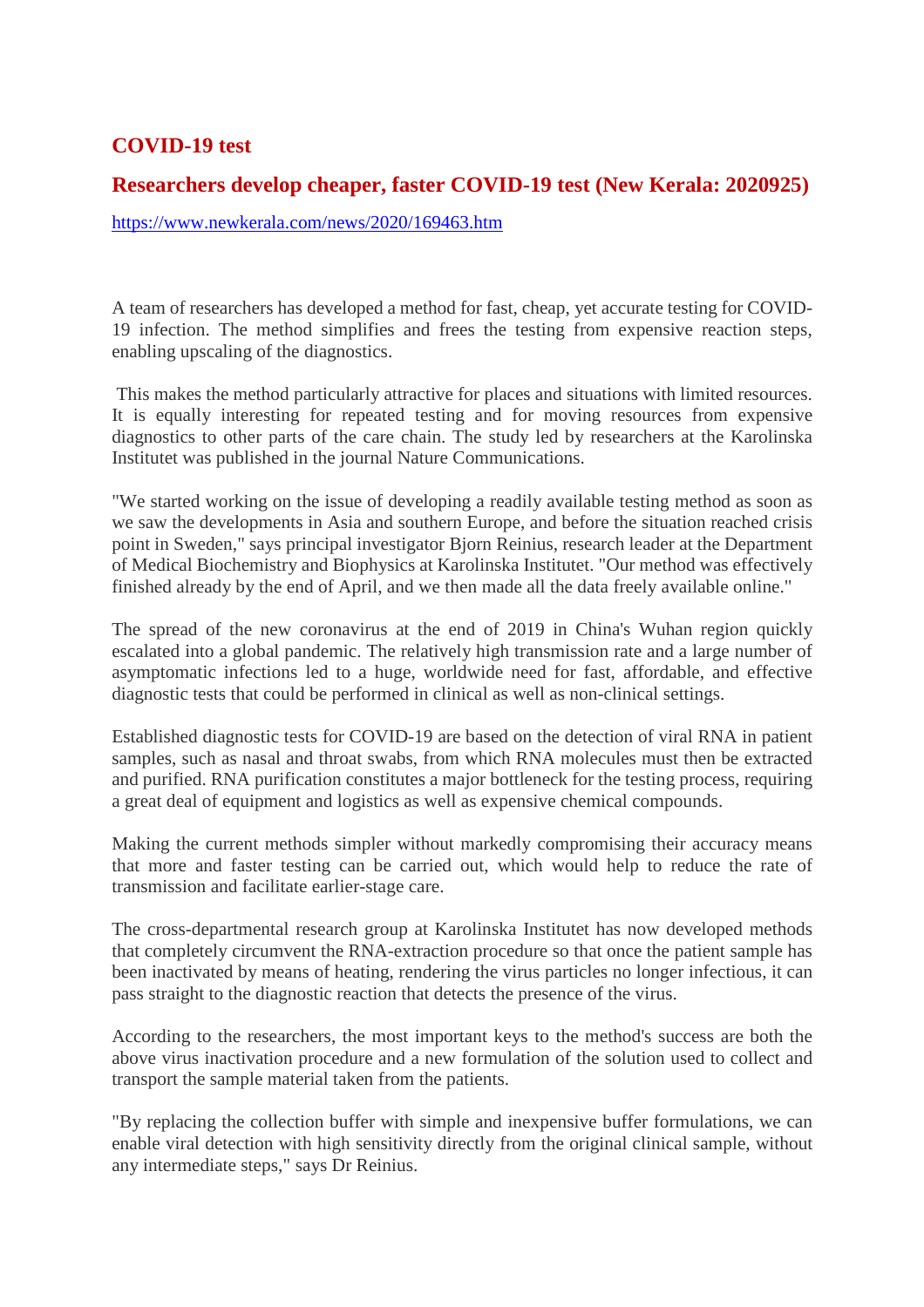## COVID-19 test

## Researchers develop cheaper, faster COVID-19 test (New Kerala: 2020925)

https://www.newkerala.com/news/2020/169463.htm

A team of researchers has developed a method for fast, cheap, yet accurate testing for COVID-19 infection. The method simplifies and frees the testing from expensive reaction steps, enabling upscaling of the diagnostics.

This makes the method particularly attractive for places and situations with limited resources. It is equally interesting for repeated testing and for moving resources from expensive diagnostics to other parts of the care chain. The study led by researchers at the Karolinska Institutet was published in the journal Nature Communications.

"We started working on the issue of developing a readily available testing method as soon as we saw the developments in Asia and southern Europe, and before the situation reached crisis point in Sweden," says principal investigator Bjorn Reinius, research leader at the Department of Medical Biochemistry and Biophysics at Karolinska Institutet. "Our method was effectively finished already by the end of April, and we then made all the data freely available online."

The spread of the new coronavirus at the end of 2019 in China's Wuhan region quickly escalated into a global pandemic. The relatively high transmission rate and a large number of asymptomatic infections led to a huge, worldwide need for fast, affordable, and effective diagnostic tests that could be performed in clinical as well as non-clinical settings.

Established diagnostic tests for COVID-19 are based on the detection of viral RNA in patient samples, such as nasal and throat swabs, from which RNA molecules must then be extracted and purified. RNA purification constitutes a major bottleneck for the testing process, requiring a great deal of equipment and logistics as well as expensive chemical compounds.

Making the current methods simpler without markedly compromising their accuracy means that more and faster testing can be carried out, which would help to reduce the rate of transmission and facilitate earlier-stage care.

The cross-departmental research group at Karolinska Institutet has now developed methods that completely circumvent the RNA-extraction procedure so that once the patient sample has been inactivated by means of heating, rendering the virus particles no longer infectious, it can pass straight to the diagnostic reaction that detects the presence of the virus.

According to the researchers, the most important keys to the method's success are both the above virus inactivation procedure and a new formulation of the solution used to collect and transport the sample material taken from the patients.

"By replacing the collection buffer with simple and inexpensive buffer formulations, we can enable viral detection with high sensitivity directly from the original clinical sample, without any intermediate steps," says Dr Reinius.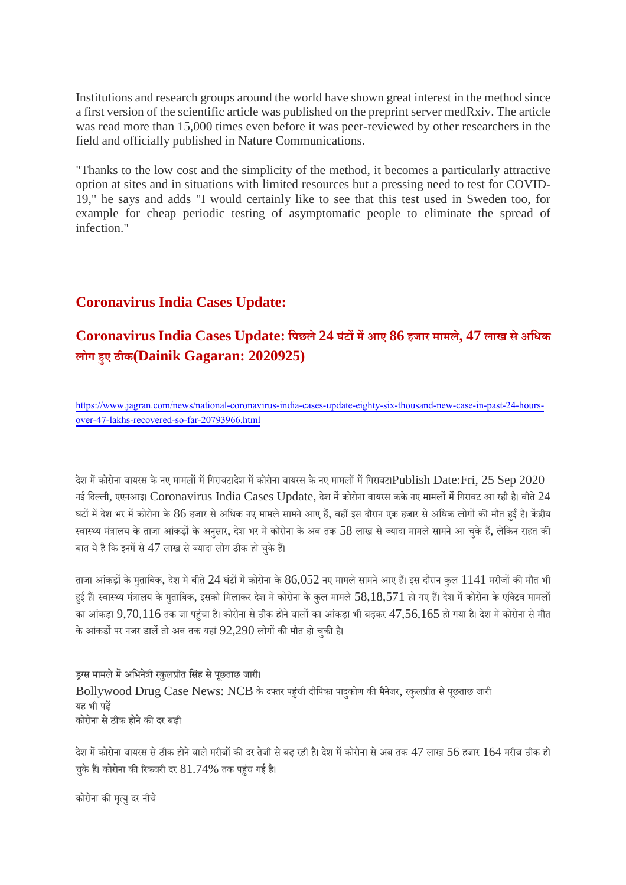Institutions and research groups around the world have shown great interest in the method since a first version of the scientific article was published on the preprint server medRxiv. The article was read more than 15,000 times even before it was peer-reviewed by other researchers in the field and officially published in Nature Communications.

"Thanks to the low cost and the simplicity of the method, it becomes a particularly attractive option at sites and in situations with limited resources but a pressing need to test for COVID-19," he says and adds "I would certainly like to see that this test used in Sweden too, for example for cheap periodic testing of asymptomatic people to eliminate the spread of infection."

## Coronavirus India Cases Update:

## Coronavirus India Cases Update: पिछले 24 घंटों में आए 86 हजार मामले, 47 लाख से अधिक लोग हुए ठीक(Dainik Gagaran: 2020925)

https://www.jagran.com/news/national-coronavirus-india-cases-update-eighty-six-thousand-new-case-in-past-24-hours-over-47-lakhs-recovered-so-far-20793966.html

देश में कोरोना वायरस के नए मामलों में गिरावटदेश में कोरोना वायरस के नए मामलों में गिरावटPublish Date:Fri, 25 Sep 2020 नई दिल्ली, एएनआइ। Coronavirus India Cases Update, देश में कोरोना वायरस कके नए मामलों में गिरावट आ रही है। बीते 24 घंटों में देश भर में कोरोना के 86 हजार से अधिक नए मामले सामने आए हैं, वहीं इस दौरान एक हजार से अधिक लोगों की मौत हुई है। केंद्रीय स्वास्थ्य मंत्रालय के ताजा आंकड़ों के अनुसार, देश भर में कोरोना के अब तक 58 लाख से ज्यादा मामले सामने आ चुके हैं, लेकिन राहत की बात ये है कि इनमें से 47 लाख से ज्यादा लोग ठीक हो चुके हैं।

ताजा आंकड़ों के मुताबिक, देश में बीते 24 घंटों में कोरोना के 86,052 नए मामले सामने आए हैं। इस दौरान कुल 1141 मरीजों की मौत भी हुई हैं। स्वास्थ्य मंत्रालय के मुताबिक, इसको मिलाकर देश में कोरोना के कुल मामले 58,18,571 हो गए हैं। देश में कोरोना के एक्टिव मामलों का आंकड़ा 9,70,116 तक जा पहुंचा है। कोरोना से ठीक होने वालों का आंकड़ा भी बढ़कर 47,56,165 हो गया है। देश में कोरोना से मौत के आंकड़ों पर नजर डालें तो अब तक यहां 92,290 लोगों की मौत हो चुकी है।

ड्रग्स मामले में अभिनेत्री रकुलप्रीत सिंह से पूछताछ जारी।
Bollywood Drug Case News: NCB के दफ्तर पहुंची दीपिका पादुकोण की मैनेजर, रकुलप्रीत से पूछताछ जारी
यह भी पढ़ें
कोरोना से ठीक होने की दर बढ़ी

देश में कोरोना वायरस से ठीक होने वाले मरीजों की दर तेजी से बढ़ रही है। देश में कोरोना से अब तक 47 लाख 56 हजार 164 मरीज ठीक हो चुके हैं। कोरोना की रिकवरी दर 81.74% तक पहुंच गई है।

कोरोना की मृत्यु दर नीचे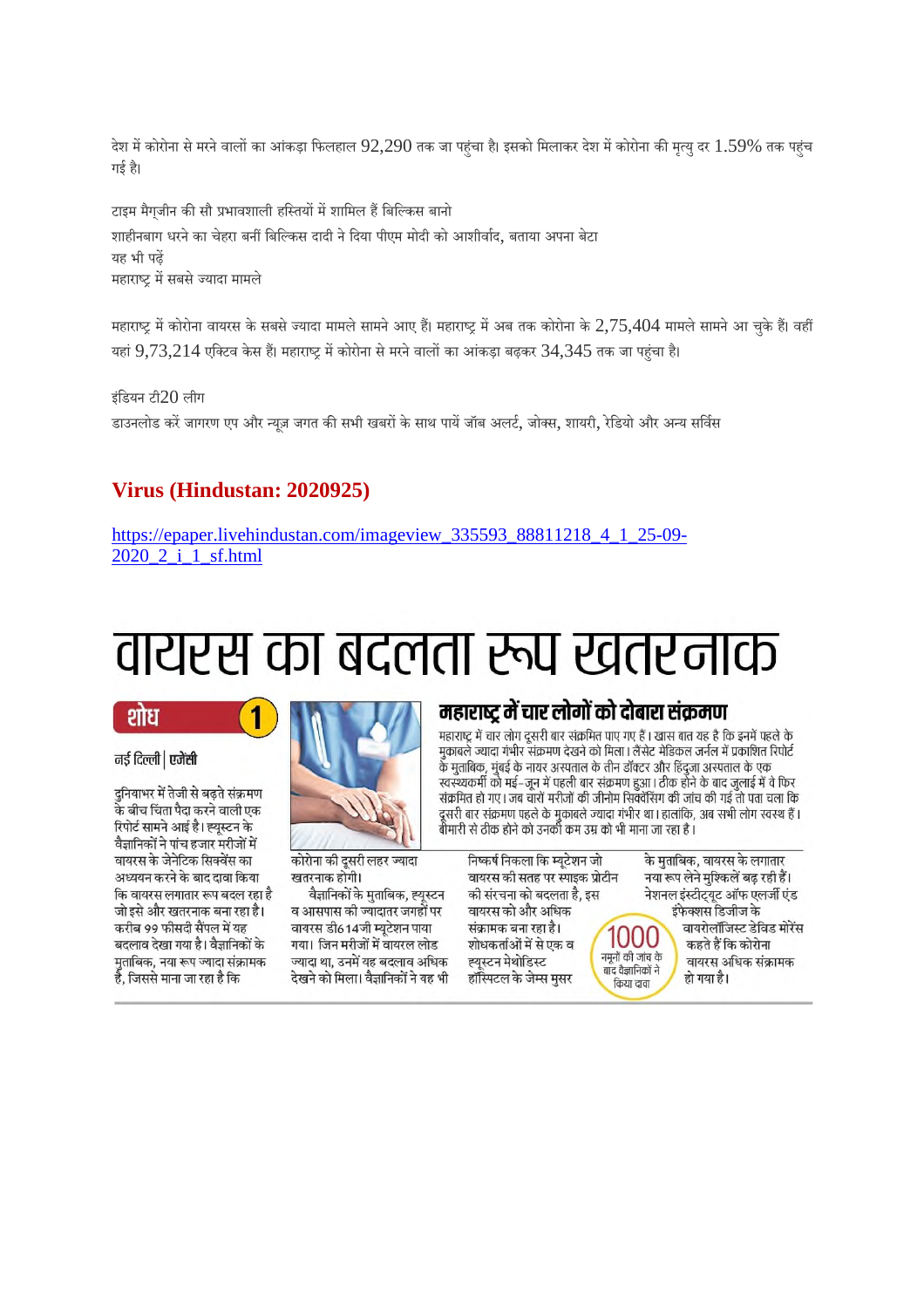देश में कोरोना से मरने वालों का आंकड़ा फिलहाल 92,290 तक जा पहुंचा है। इसको मिलाकर देश में कोरोना की मृत्यु दर 1.59% तक पहुंच गई है।

टाइम मैग्जीन की सौ प्रभावशाली हस्तियों में शामिल हैं बिल्किस बानो
शाहीनबाग धरने का चेहरा बनीं बिल्किस दादी ने दिया पीएम मोदी को आशीर्वाद, बताया अपना बेटा
यह भी पढ़ें
महाराष्ट्र में सबसे ज्यादा मामले

महाराष्ट्र में कोरोना वायरस के सबसे ज्यादा मामले सामने आए हैं। महाराष्ट्र में अब तक कोरोना के 2,75,404 मामले सामने आ चुके हैं। वहीं यहां 9,73,214 एक्टिव केस हैं। महाराष्ट्र में कोरोना से मरने वालों का आंकड़ा बढ़कर 34,345 तक जा पहुंचा है।

इंडियन टी20 लीग
डाउनलोड करें जागरण एप और न्यूज़ जगत की सभी खबरों के साथ पायें जॉब अलर्ट, जोक्स, शायरी, रेडियो और अन्य सर्विस

## Virus (Hindustan: 2020925)

https://epaper.livehindustan.com/imageview_335593_88811218_4_1_25-09-2020_2_i_1_sf.html

# वायरस का बदलता रूप खतरनाक

**शोध 1**

**नई दिल्ली | एजेंसी**

दुनियाभर में तेजी से बढ़ते संक्रमण के बीच चिंता पैदा करने वाली एक रिपोर्ट सामने आई है। ह्यूस्टन के वैज्ञानिकों ने पांच हजार मरीजों में वायरस के जेनेटिक सिक्वेंस का अध्ययन करने के बाद दावा किया कि वायरस लगातार रूप बदल रहा है जो इसे और खतरनाक बना रहा है। करीब 99 फीसदी सैंपल में यह बदलाव देखा गया है। वैज्ञानिकों के मुताबिक, नया रूप ज्यादा संक्रामक है, जिससे माना जा रहा है कि कोरोना की दूसरी लहर ज्यादा खतरनाक होगी।

वैज्ञानिकों के मुताबिक, ह्यूस्टन व आसपास की ज्यादातर जगहों पर वायरस डी614जी म्यूटेशन पाया गया। जिन मरीजों में वायरल लोड ज्यादा था, उनमें यह बदलाव अधिक देखने को मिला। वैज्ञानिकों ने यह भी निष्कर्ष निकला कि म्यूटेशन जो वायरस की सतह पर स्पाइक प्रोटीन की संरचना को बदलता है, इस वायरस को और अधिक संक्रामक बना रहा है। शोधकर्ताओं में से एक व ह्यूस्टन मेथोडिस्ट हॉस्पिटल के जेम्स मुसर के मुताबिक, वायरस के लगातार नया रूप लेने मुश्किलें बढ़ रही हैं। नेशनल इंस्टीट्यूट ऑफ एलर्जी एंड इंफेक्शस डिजीज के वायरोलॉजिस्ट डेविड मोरेंस कहते हैं कि कोरोना वायरस अधिक संक्रामक हो गया है।

**1000** नमूनों की जांच के बाद वैज्ञानिकों ने किया दावा

## महाराष्ट्र में चार लोगों को दोबारा संक्रमण

महाराष्ट्र में चार लोग दूसरी बार संक्रमित पाए गए हैं। खास बात यह है कि इनमें पहले के मुकाबले ज्यादा गंभीर संक्रमण देखने को मिला। लैंसेट मेडिकल जर्नल में प्रकाशित रिपोर्ट के मुताबिक, मुंबई के नायर अस्पताल के तीन डॉक्टर और हिंदुजा अस्पताल के एक स्वास्थ्यकर्मी को मई-जून में पहली बार संक्रमण हुआ। ठीक होने के बाद जुलाई में वे फिर संक्रमित हो गए। जब चारों मरीजों की जीनोम सिक्वेंसिंग की जांच की गई तो पता चला कि दूसरी बार संक्रमण पहले के मुकाबले ज्यादा गंभीर था। हालांकि, अब सभी लोग स्वस्थ हैं। बीमारी से ठीक होने को उनकी कम उम्र को भी माना जा रहा है।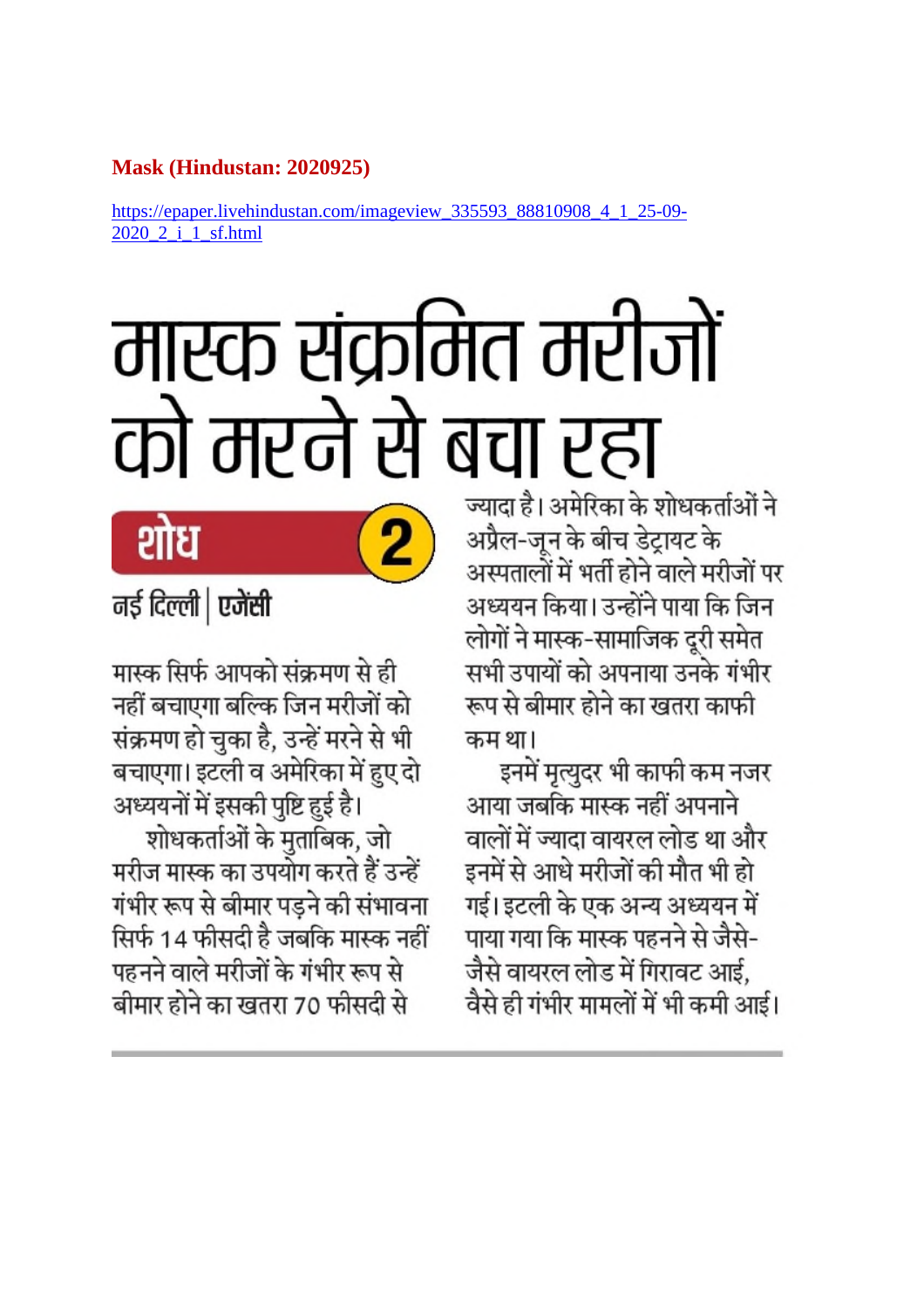**Mask (Hindustan: 2020925)**

https://epaper.livehindustan.com/imageview_335593_88810908_4_1_25-09-2020_2_i_1_sf.html

# मास्क संक्रमित मरीजों को मरने से बचा रहा

**शोध 2**

**नई दिल्ली | एजेंसी**

मास्क सिर्फ आपको संक्रमण से ही नहीं बचाएगा बल्कि जिन मरीजों को संक्रमण हो चुका है, उन्हें मरने से भी बचाएगा। इटली व अमेरिका में हुए दो अध्ययनों में इसकी पुष्टि हुई है।

शोधकर्ताओं के मुताबिक, जो मरीज मास्क का उपयोग करते हैं उन्हें गंभीर रूप से बीमार पड़ने की संभावना सिर्फ 14 फीसदी है जबकि मास्क नहीं पहनने वाले मरीजों के गंभीर रूप से बीमार होने का खतरा 70 फीसदी से ज्यादा है। अमेरिका के शोधकर्ताओं ने अप्रैल-जून के बीच डेट्रायट के अस्पतालों में भर्ती होने वाले मरीजों पर अध्ययन किया। उन्होंने पाया कि जिन लोगों ने मास्क-सामाजिक दूरी समेत सभी उपायों को अपनाया उनके गंभीर रूप से बीमार होने का खतरा काफी कम था।

इनमें मृत्युदर भी काफी कम नजर आया जबकि मास्क नहीं अपनाने वालों में ज्यादा वायरल लोड था और इनमें से आधे मरीजों की मौत भी हो गई। इटली के एक अन्य अध्ययन में पाया गया कि मास्क पहनने से जैसे-जैसे वायरल लोड में गिरावट आई, वैसे ही गंभीर मामलों में भी कमी आई।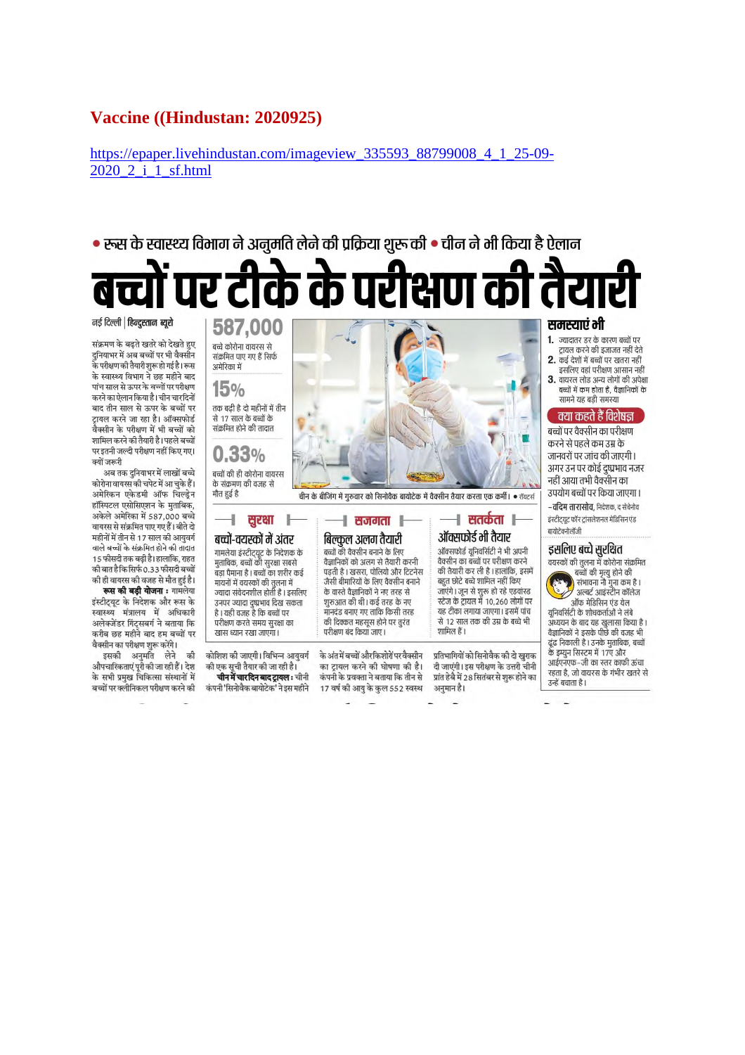**Vaccine ((Hindustan: 2020925)**

https://epaper.livehindustan.com/imageview_335593_88799008_4_1_25-09-2020_2_i_1_sf.html

• रूस के स्वास्थ्य विभाग ने अनुमति लेने की प्रक्रिया शुरू की • चीन ने भी किया है ऐलान

# बच्चों पर टीके के परीक्षण की तैयारी

नई दिल्ली | हिन्दुस्तान ब्यूरो

संक्रमण के बढ़ते खतरे को देखते हुए दुनियाभर में अब बच्चों पर भी वैक्सीन के परीक्षण की तैयारी शुरू हो गई है। रूस के स्वास्थ्य विभाग ने छह महीने बाद पांच साल से ऊपर के बच्चों पर परीक्षण करने का ऐलान किया है। चीन चारदिनों बाद तीन साल से ऊपर के बच्चों पर ट्रायल करने जा रहा है। ऑक्सफोर्ड वैक्सीन के परीक्षण में भी बच्चों को शामिल करने की तैयारी है। पहले बच्चों पर इतनी जल्दी परीक्षण नहीं किए गए।

क्यों जरूरी

अब तक दुनियाभर में लाखों बच्चे कोरोना वायरस की चपेट में आ चुके हैं। अमेरिकन एकेडमी ऑफ चिल्ड्रेन हॉस्पिटल एसोसिएशन के मुताबिक, अकेले अमेरिका में 587,000 बच्चे वायरस से संक्रमित पाए गए हैं। बीते दो महीनों में तीन से 17 साल की आयुवर्ग वाले बच्चों के संक्रमित होने की तादात 15 फीसदी तक बढ़ी है। हालांकि, राहत की बात है कि सिर्फ 0.33 फीसदी बच्चों की ही वायरस की वजह से मौत हुई है।

**रूस की बड़ी योजना :** गामलेया इंस्टीट्यूट के निदेशक और रूस के स्वास्थ्य मंत्रालय में अधिकारी अलेक्जेंडर गिंट्सबर्ग ने बताया कि करीब छह महीने बाद हम बच्चों पर वैक्सीन का परीक्षण शुरू करेंगे।

इसकी अनुमति लेने की औपचारिकताएं पूरी की जा रही हैं। देश के सभी प्रमुख चिकित्सा संस्थानों में बच्चों पर क्लीनिकल परीक्षण करने की कोशिश की जाएगी। विभिन्न आयुवर्ग की एक सूची तैयार की जा रही है।

**चीन में चारदिन बाद ट्रायल :** चीनी कंपनी 'सिनोवैक बायोटेक' ने इस महीने के अंत में बच्चों और किशोरों पर वैक्सीन का ट्रायल करने की घोषणा की है। कंपनी के प्रवक्ता ने बताया कि तीन से 17 वर्ष की आयु के कुल 552 स्वस्थ प्रतिभागियों को सिनोवैक की दो खुराक दी जाएगी। इस परीक्षण के उत्तरी चीनी प्रांत हेबै में 28 सितंबर से शुरू होने का अनुमान है।

**587,000**
बच्चे कोरोना वायरस से संक्रमित पाए गए हैं सिर्फ अमेरिका में

**15%**
तक बढ़ी है दो महीनों में तीन से 17 साल के बच्चों के संक्रमित होने की तादात

**0.33%**
बच्चों की ही कोरोना वायरस के संक्रमण की वजह से मौत हुई है

चीन के बीजिंग में गुरुवार को सिनोवैक बायोटेक में वैक्सीन तैयार करता एक कर्मी। • रॉयटर्स

## सुरक्षा
### बच्चों-वयस्कों में अंतर

गामलेया इंस्टीट्यूट के निदेशक के मुताबिक, बच्चों की सुरक्षा सबसे बड़ा पैमाना है। बच्चों का शरीर कई मायनों में वयस्कों की तुलना में ज्यादा संवेदनशील होती है। इसलिए उनपर ज्यादा दुष्प्रभाव दिख सकता है। यही वजह है कि बच्चों पर परीक्षण करते समय सुरक्षा का खास ध्यान रखा जाएगा।

## सजगता
### बिल्कुल अलग तैयारी

बच्चों की वैक्सीन बनाने के लिए वैज्ञानिकों को अलग से तैयारी करनी पड़ती है। खसरा, पोलियो और टिटनेस जैसी बीमारियों के लिए वैक्सीन बनाने के वास्ते वैज्ञानिकों ने नए तरह से शुरुआत की थी। कई तरह के नए मानदंड बनाए गए ताकि किसी तरह की दिक्कत महसूस होने पर तुरंत परीक्षण बंद किया जाए।

## सतर्कता
### ऑक्सफोर्ड भी तैयार

ऑक्सफोर्ड यूनिवर्सिटी ने भी अपनी वैक्सीन का बच्चों पर परीक्षण करने की तैयारी कर ली है। हालांकि, इसमें बहुत छोटे बच्चे शामिल नहीं किए जाएंगे। जून से शुरू हो रहे एडवांस्ड स्टेज के ट्रायल में 10,260 लोगों पर यह टीका लगाया जाएगा। इसमें पांच से 12 साल तक की उम्र के बच्चे भी शामिल हैं।

## समस्याएं भी

1. ज्यादातर डर के कारण बच्चों पर ट्रायल करने की इजाजत नहीं देते
2. कई देशों में बच्चों पर खतरा नहीं इसलिए वहां परीक्षण आसान नहीं
3. वायरल लोड अन्य लोगों की अपेक्षा बच्चों में कम होता है, वैज्ञानिकों के सामने यह बड़ी समस्या

## क्या कहते हैं विशेषज्ञ

बच्चों पर वैक्सीन का परीक्षण करने से पहले कम उम्र के जानवरों पर जांच की जाएगी। अगर उन पर कोई दुष्प्रभाव नजर नहीं आया तभी वैक्सीन का उपयोग बच्चों पर किया जाएगा।

–वदिम तारासोव, निदेशक, द सेचेनोव इंस्टीट्यूट फॉर ट्रांसलेशनल मेडिसिन एंड बायोटेक्नोलॉजी

## इसलिए बच्चे सुरक्षित

वयस्कों की तुलना में कोरोना संक्रमित बच्चों की मृत्यु होने की संभावना नौ गुना कम है। अल्बर्ट आइंस्टीन कॉलेज ऑफ मेडिसिन एंड येल यूनिवर्सिटी के शोधकर्ताओं ने लंबे अध्ययन के बाद यह खुलासा किया है। वैज्ञानिकों ने इसके पीछे की वजह भी ढूंढ निकाली है। उनके मुताबिक, बच्चों के इम्युन सिस्टम में 17ए और आईएफएन-जी का स्तर काफी ऊंचा रहता है, जो वायरस के गंभीर खतरे से उन्हें बचाता है।